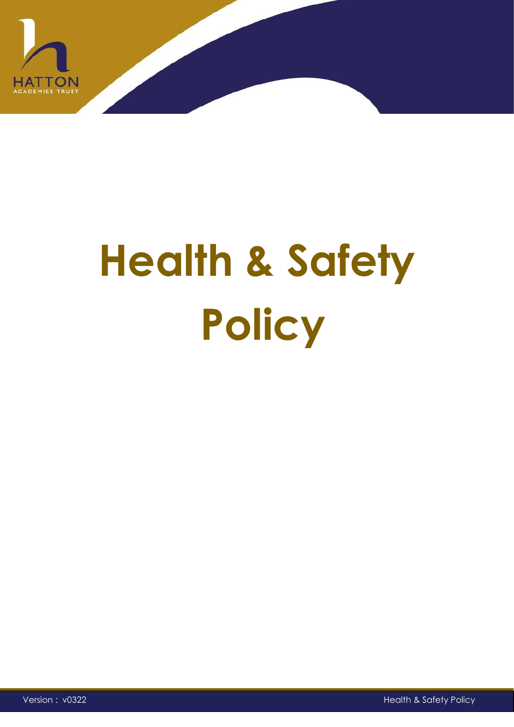# Health & Safety Policy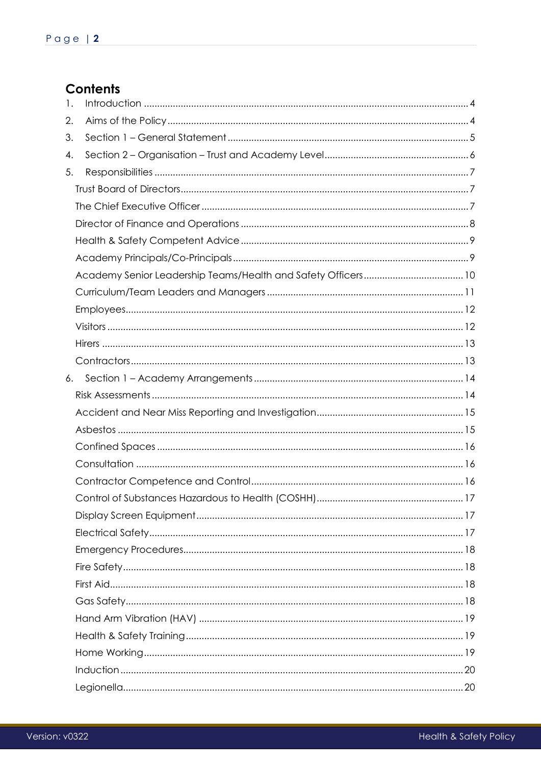# Contents

1. Introduction .......... 4
2. Aims of the Policy .......... 4
3. Section 1 – General Statement .......... 5
4. Section 2 – Organisation – Trust and Academy Level .......... 6
5. Responsibilities .......... 7
   - Trust Board of Directors .......... 7
   - The Chief Executive Officer .......... 7
   - Director of Finance and Operations .......... 8
   - Health & Safety Competent Advice .......... 9
   - Academy Principals/Co-Principals .......... 9
   - Academy Senior Leadership Teams/Health and Safety Officers .......... 10
   - Curriculum/Team Leaders and Managers .......... 11
   - Employees .......... 12
   - Visitors .......... 12
   - Hirers .......... 13
   - Contractors .......... 13
6. Section 1 – Academy Arrangements .......... 14
   - Risk Assessments .......... 14
   - Accident and Near Miss Reporting and Investigation .......... 15
   - Asbestos .......... 15
   - Confined Spaces .......... 16
   - Consultation .......... 16
   - Contractor Competence and Control .......... 16
   - Control of Substances Hazardous to Health (COSHH) .......... 17
   - Display Screen Equipment .......... 17
   - Electrical Safety .......... 17
   - Emergency Procedures .......... 18
   - Fire Safety .......... 18
   - First Aid .......... 18
   - Gas Safety .......... 18
   - Hand Arm Vibration (HAV) .......... 19
   - Health & Safety Training .......... 19
   - Home Working .......... 19
   - Induction .......... 20
   - Legionella .......... 20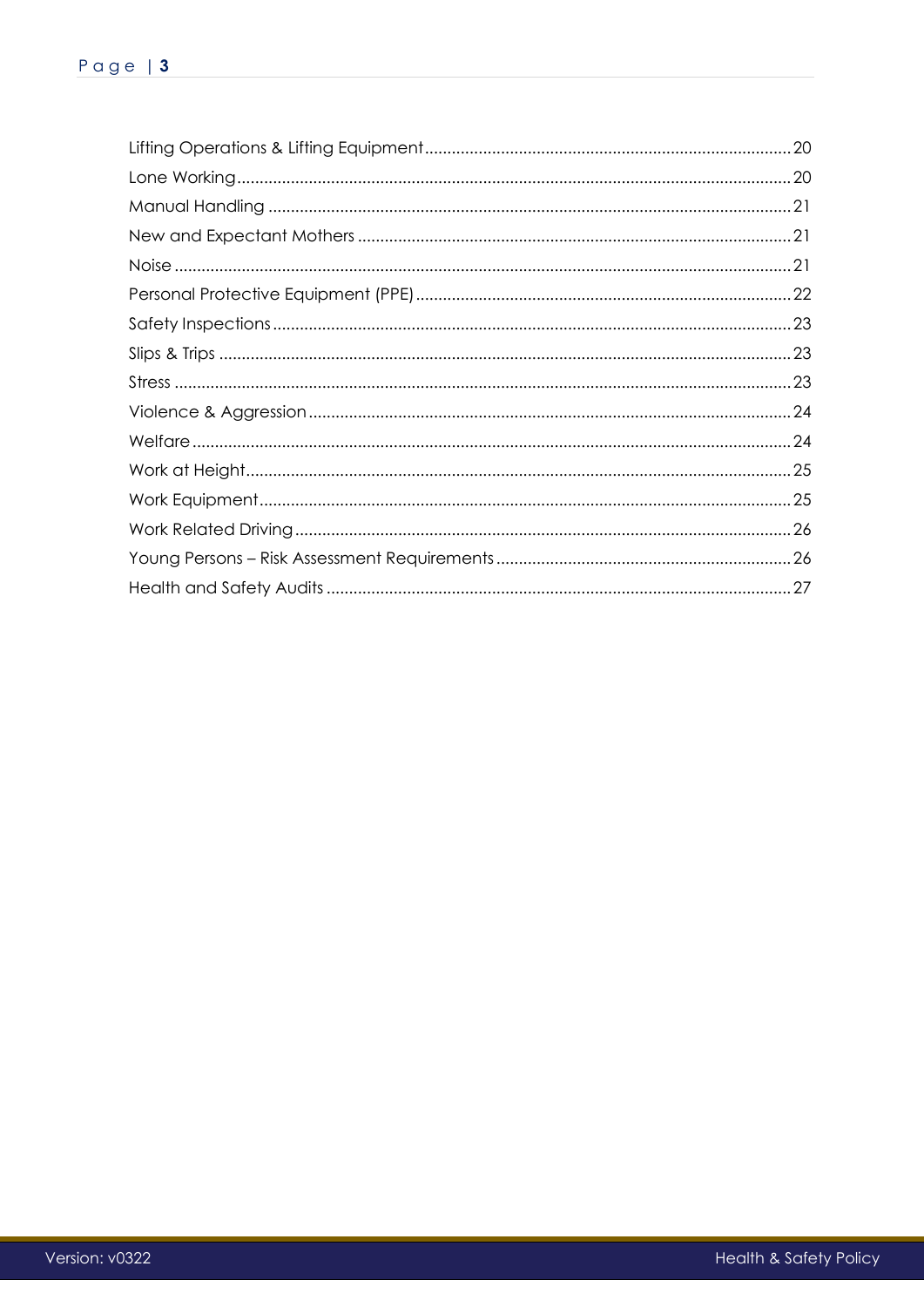Lifting Operations & Lifting Equipment ........ 20
Lone Working ........ 20
Manual Handling ........ 21
New and Expectant Mothers ........ 21
Noise ........ 21
Personal Protective Equipment (PPE) ........ 22
Safety Inspections ........ 23
Slips & Trips ........ 23
Stress ........ 23
Violence & Aggression ........ 24
Welfare ........ 24
Work at Height ........ 25
Work Equipment ........ 25
Work Related Driving ........ 26
Young Persons – Risk Assessment Requirements ........ 26
Health and Safety Audits ........ 27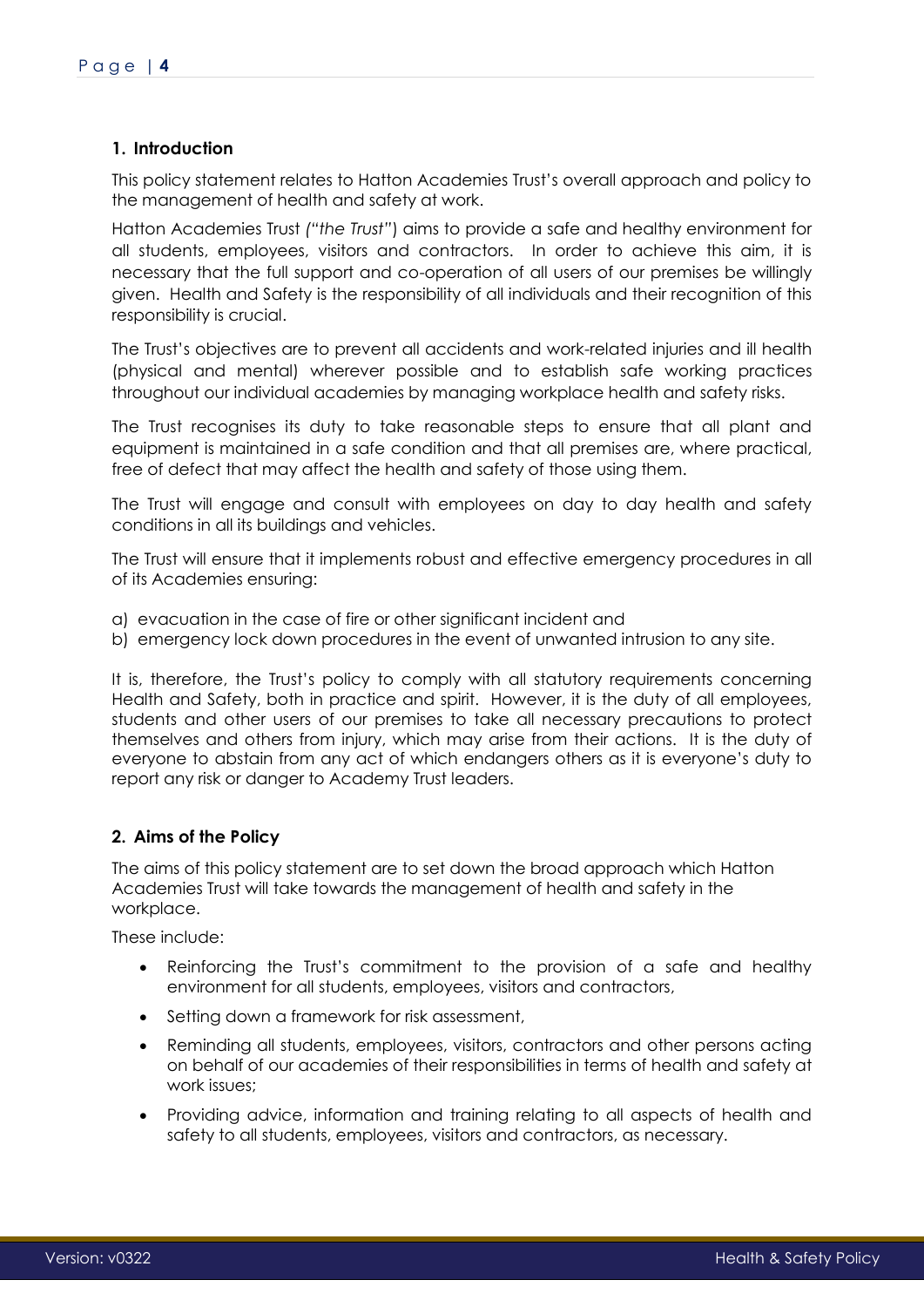## 1. Introduction

This policy statement relates to Hatton Academies Trust's overall approach and policy to the management of health and safety at work.

Hatton Academies Trust *("the Trust"*) aims to provide a safe and healthy environment for all students, employees, visitors and contractors. In order to achieve this aim, it is necessary that the full support and co-operation of all users of our premises be willingly given. Health and Safety is the responsibility of all individuals and their recognition of this responsibility is crucial.

The Trust's objectives are to prevent all accidents and work-related injuries and ill health (physical and mental) wherever possible and to establish safe working practices throughout our individual academies by managing workplace health and safety risks.

The Trust recognises its duty to take reasonable steps to ensure that all plant and equipment is maintained in a safe condition and that all premises are, where practical, free of defect that may affect the health and safety of those using them.

The Trust will engage and consult with employees on day to day health and safety conditions in all its buildings and vehicles.

The Trust will ensure that it implements robust and effective emergency procedures in all of its Academies ensuring:

a) evacuation in the case of fire or other significant incident and
b) emergency lock down procedures in the event of unwanted intrusion to any site.

It is, therefore, the Trust's policy to comply with all statutory requirements concerning Health and Safety, both in practice and spirit. However, it is the duty of all employees, students and other users of our premises to take all necessary precautions to protect themselves and others from injury, which may arise from their actions. It is the duty of everyone to abstain from any act of which endangers others as it is everyone's duty to report any risk or danger to Academy Trust leaders.

## 2. Aims of the Policy

The aims of this policy statement are to set down the broad approach which Hatton Academies Trust will take towards the management of health and safety in the workplace.

These include:

- Reinforcing the Trust's commitment to the provision of a safe and healthy environment for all students, employees, visitors and contractors,
- Setting down a framework for risk assessment,
- Reminding all students, employees, visitors, contractors and other persons acting on behalf of our academies of their responsibilities in terms of health and safety at work issues;
- Providing advice, information and training relating to all aspects of health and safety to all students, employees, visitors and contractors, as necessary.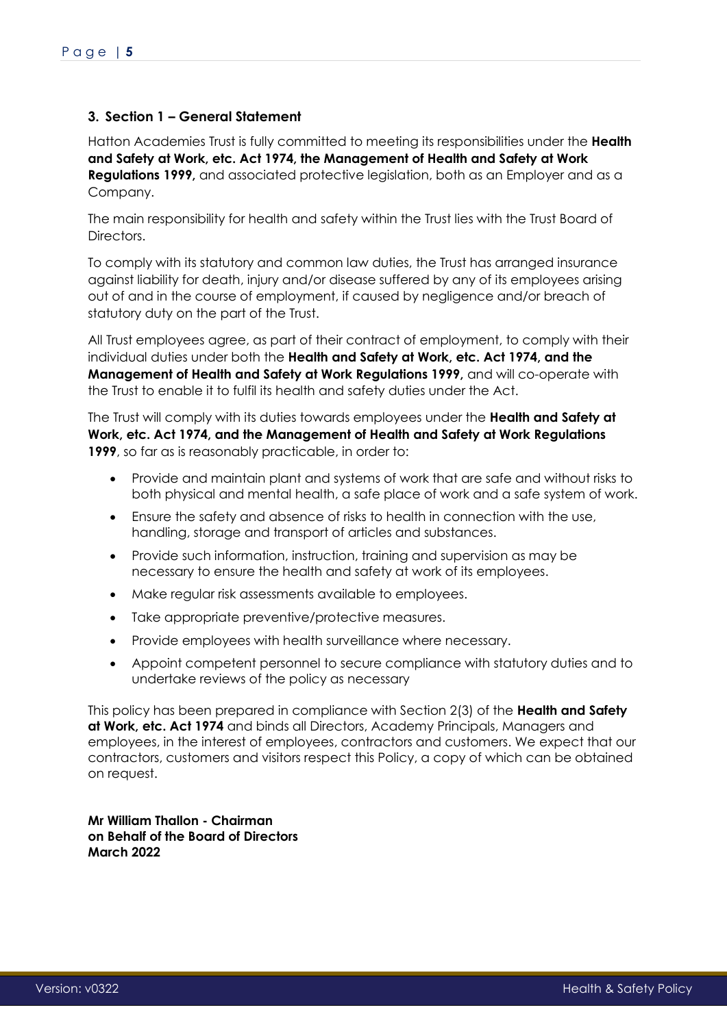## 3. Section 1 – General Statement

Hatton Academies Trust is fully committed to meeting its responsibilities under the **Health and Safety at Work, etc. Act 1974, the Management of Health and Safety at Work Regulations 1999,** and associated protective legislation, both as an Employer and as a Company.

The main responsibility for health and safety within the Trust lies with the Trust Board of Directors.

To comply with its statutory and common law duties, the Trust has arranged insurance against liability for death, injury and/or disease suffered by any of its employees arising out of and in the course of employment, if caused by negligence and/or breach of statutory duty on the part of the Trust.

All Trust employees agree, as part of their contract of employment, to comply with their individual duties under both the **Health and Safety at Work, etc. Act 1974, and the Management of Health and Safety at Work Regulations 1999,** and will co-operate with the Trust to enable it to fulfil its health and safety duties under the Act.

The Trust will comply with its duties towards employees under the **Health and Safety at Work, etc. Act 1974, and the Management of Health and Safety at Work Regulations 1999**, so far as is reasonably practicable, in order to:

- Provide and maintain plant and systems of work that are safe and without risks to both physical and mental health, a safe place of work and a safe system of work.
- Ensure the safety and absence of risks to health in connection with the use, handling, storage and transport of articles and substances.
- Provide such information, instruction, training and supervision as may be necessary to ensure the health and safety at work of its employees.
- Make regular risk assessments available to employees.
- Take appropriate preventive/protective measures.
- Provide employees with health surveillance where necessary.
- Appoint competent personnel to secure compliance with statutory duties and to undertake reviews of the policy as necessary

This policy has been prepared in compliance with Section 2(3) of the **Health and Safety at Work, etc. Act 1974** and binds all Directors, Academy Principals, Managers and employees, in the interest of employees, contractors and customers. We expect that our contractors, customers and visitors respect this Policy, a copy of which can be obtained on request.

**Mr William Thallon - Chairman**
**on Behalf of the Board of Directors**
**March 2022**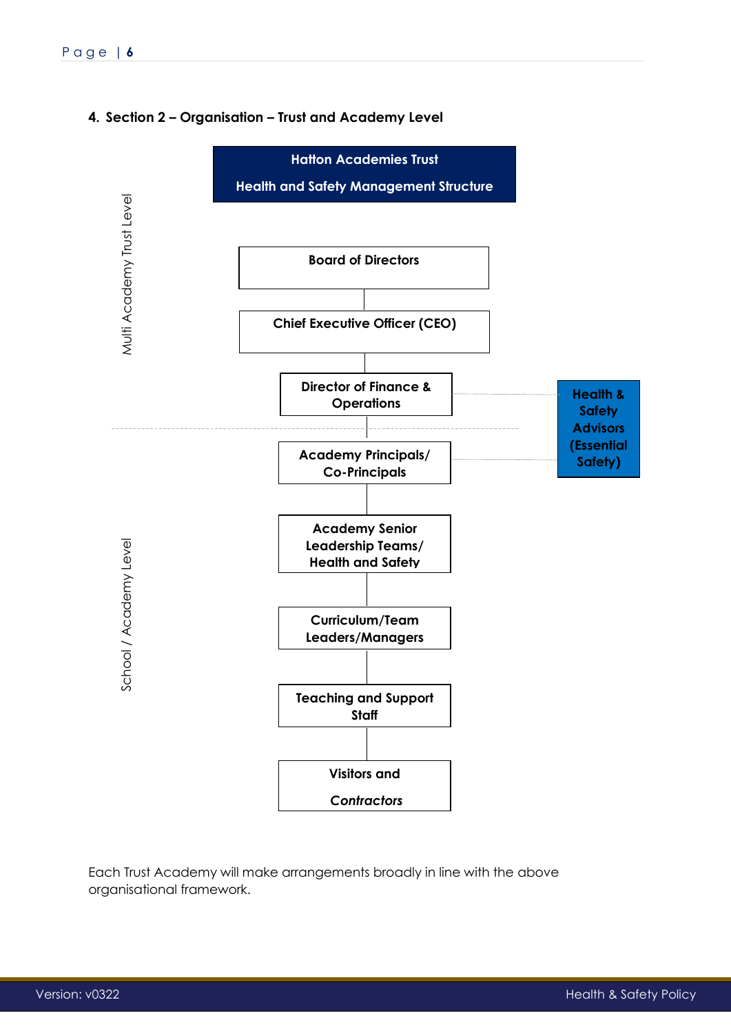## 4. Section 2 – Organisation – Trust and Academy Level

**Hatton Academies Trust**

**Health and Safety Management Structure**

*Multi Academy Trust Level*

- **Board of Directors**
- **Chief Executive Officer (CEO)**
- **Director of Finance & Operations**

*School / Academy Level*

- **Academy Principals/ Co-Principals**
- **Academy Senior Leadership Teams/ Health and Safety**
- **Curriculum/Team Leaders/Managers**
- **Teaching and Support Staff**
- **Visitors and *Contractors***

**Health & Safety Advisors (Essential Safety)** – linked to Director of Finance & Operations and Academy Principals/ Co-Principals

Each Trust Academy will make arrangements broadly in line with the above organisational framework.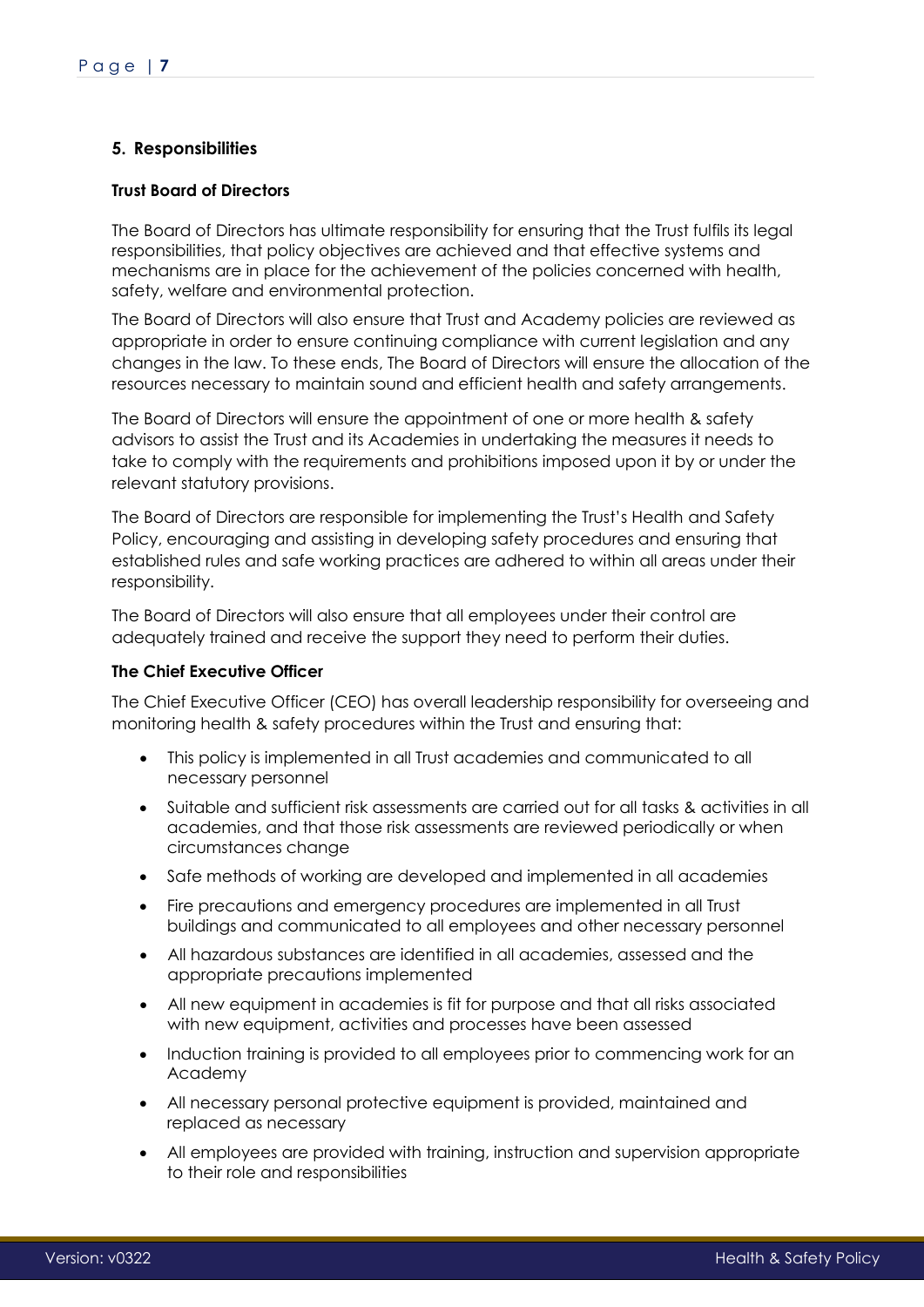## 5. Responsibilities

### Trust Board of Directors

The Board of Directors has ultimate responsibility for ensuring that the Trust fulfils its legal responsibilities, that policy objectives are achieved and that effective systems and mechanisms are in place for the achievement of the policies concerned with health, safety, welfare and environmental protection.

The Board of Directors will also ensure that Trust and Academy policies are reviewed as appropriate in order to ensure continuing compliance with current legislation and any changes in the law. To these ends, The Board of Directors will ensure the allocation of the resources necessary to maintain sound and efficient health and safety arrangements.

The Board of Directors will ensure the appointment of one or more health & safety advisors to assist the Trust and its Academies in undertaking the measures it needs to take to comply with the requirements and prohibitions imposed upon it by or under the relevant statutory provisions.

The Board of Directors are responsible for implementing the Trust's Health and Safety Policy, encouraging and assisting in developing safety procedures and ensuring that established rules and safe working practices are adhered to within all areas under their responsibility.

The Board of Directors will also ensure that all employees under their control are adequately trained and receive the support they need to perform their duties.

### The Chief Executive Officer

The Chief Executive Officer (CEO) has overall leadership responsibility for overseeing and monitoring health & safety procedures within the Trust and ensuring that:

- This policy is implemented in all Trust academies and communicated to all necessary personnel
- Suitable and sufficient risk assessments are carried out for all tasks & activities in all academies, and that those risk assessments are reviewed periodically or when circumstances change
- Safe methods of working are developed and implemented in all academies
- Fire precautions and emergency procedures are implemented in all Trust buildings and communicated to all employees and other necessary personnel
- All hazardous substances are identified in all academies, assessed and the appropriate precautions implemented
- All new equipment in academies is fit for purpose and that all risks associated with new equipment, activities and processes have been assessed
- Induction training is provided to all employees prior to commencing work for an Academy
- All necessary personal protective equipment is provided, maintained and replaced as necessary
- All employees are provided with training, instruction and supervision appropriate to their role and responsibilities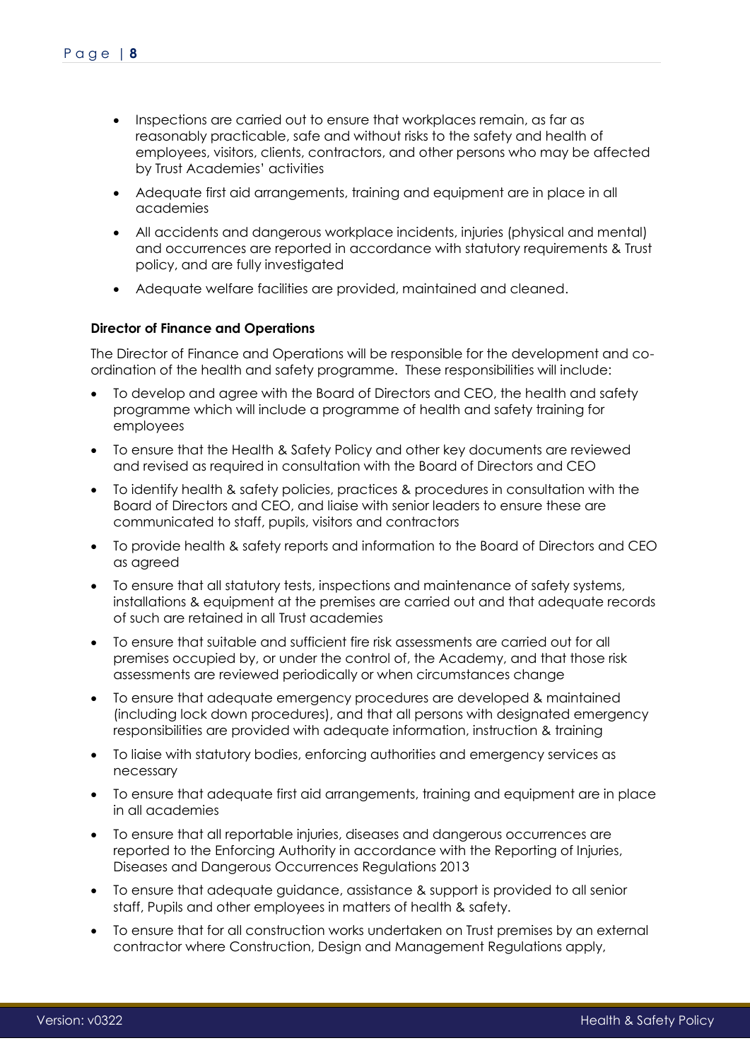- Inspections are carried out to ensure that workplaces remain, as far as reasonably practicable, safe and without risks to the safety and health of employees, visitors, clients, contractors, and other persons who may be affected by Trust Academies' activities
- Adequate first aid arrangements, training and equipment are in place in all academies
- All accidents and dangerous workplace incidents, injuries (physical and mental) and occurrences are reported in accordance with statutory requirements & Trust policy, and are fully investigated
- Adequate welfare facilities are provided, maintained and cleaned.

**Director of Finance and Operations**

The Director of Finance and Operations will be responsible for the development and co-ordination of the health and safety programme. These responsibilities will include:

- To develop and agree with the Board of Directors and CEO, the health and safety programme which will include a programme of health and safety training for employees
- To ensure that the Health & Safety Policy and other key documents are reviewed and revised as required in consultation with the Board of Directors and CEO
- To identify health & safety policies, practices & procedures in consultation with the Board of Directors and CEO, and liaise with senior leaders to ensure these are communicated to staff, pupils, visitors and contractors
- To provide health & safety reports and information to the Board of Directors and CEO as agreed
- To ensure that all statutory tests, inspections and maintenance of safety systems, installations & equipment at the premises are carried out and that adequate records of such are retained in all Trust academies
- To ensure that suitable and sufficient fire risk assessments are carried out for all premises occupied by, or under the control of, the Academy, and that those risk assessments are reviewed periodically or when circumstances change
- To ensure that adequate emergency procedures are developed & maintained (including lock down procedures), and that all persons with designated emergency responsibilities are provided with adequate information, instruction & training
- To liaise with statutory bodies, enforcing authorities and emergency services as necessary
- To ensure that adequate first aid arrangements, training and equipment are in place in all academies
- To ensure that all reportable injuries, diseases and dangerous occurrences are reported to the Enforcing Authority in accordance with the Reporting of Injuries, Diseases and Dangerous Occurrences Regulations 2013
- To ensure that adequate guidance, assistance & support is provided to all senior staff, Pupils and other employees in matters of health & safety.
- To ensure that for all construction works undertaken on Trust premises by an external contractor where Construction, Design and Management Regulations apply,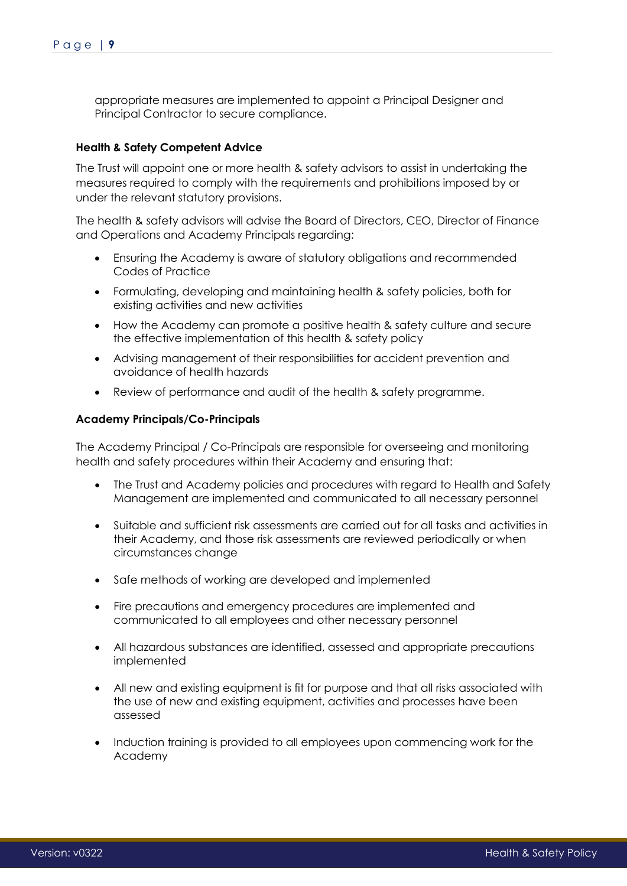appropriate measures are implemented to appoint a Principal Designer and Principal Contractor to secure compliance.

**Health & Safety Competent Advice**

The Trust will appoint one or more health & safety advisors to assist in undertaking the measures required to comply with the requirements and prohibitions imposed by or under the relevant statutory provisions.

The health & safety advisors will advise the Board of Directors, CEO, Director of Finance and Operations and Academy Principals regarding:

- Ensuring the Academy is aware of statutory obligations and recommended Codes of Practice
- Formulating, developing and maintaining health & safety policies, both for existing activities and new activities
- How the Academy can promote a positive health & safety culture and secure the effective implementation of this health & safety policy
- Advising management of their responsibilities for accident prevention and avoidance of health hazards
- Review of performance and audit of the health & safety programme.

**Academy Principals/Co-Principals**

The Academy Principal / Co-Principals are responsible for overseeing and monitoring health and safety procedures within their Academy and ensuring that:

- The Trust and Academy policies and procedures with regard to Health and Safety Management are implemented and communicated to all necessary personnel
- Suitable and sufficient risk assessments are carried out for all tasks and activities in their Academy, and those risk assessments are reviewed periodically or when circumstances change
- Safe methods of working are developed and implemented
- Fire precautions and emergency procedures are implemented and communicated to all employees and other necessary personnel
- All hazardous substances are identified, assessed and appropriate precautions implemented
- All new and existing equipment is fit for purpose and that all risks associated with the use of new and existing equipment, activities and processes have been assessed
- Induction training is provided to all employees upon commencing work for the Academy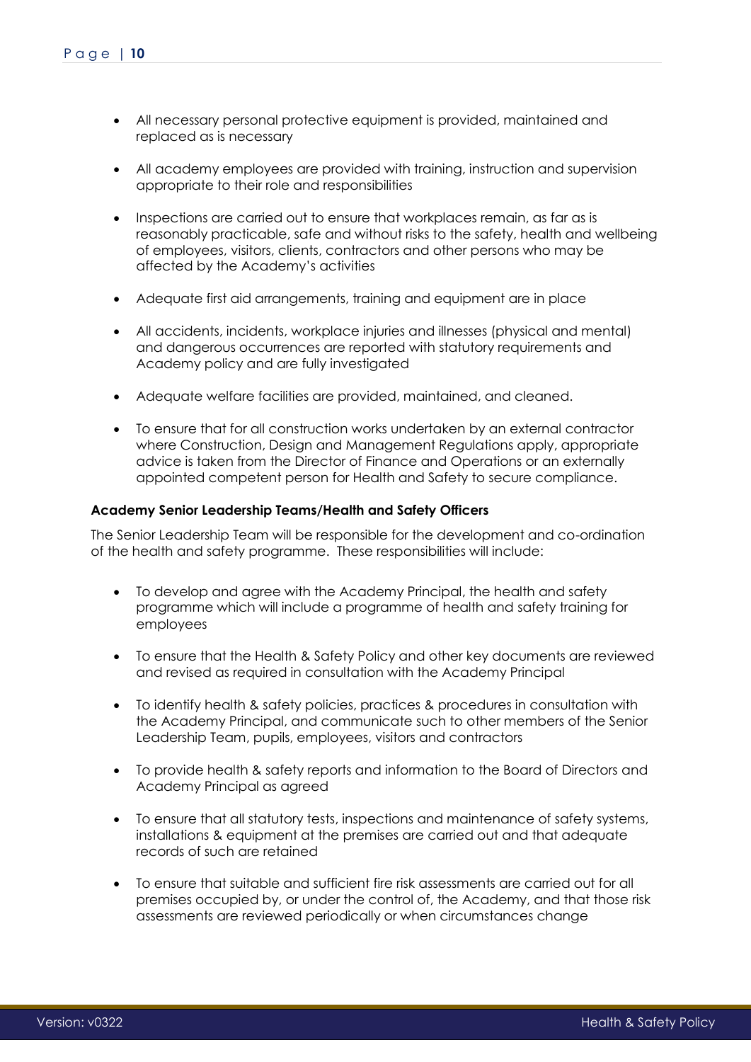- All necessary personal protective equipment is provided, maintained and replaced as is necessary

- All academy employees are provided with training, instruction and supervision appropriate to their role and responsibilities

- Inspections are carried out to ensure that workplaces remain, as far as is reasonably practicable, safe and without risks to the safety, health and wellbeing of employees, visitors, clients, contractors and other persons who may be affected by the Academy's activities

- Adequate first aid arrangements, training and equipment are in place

- All accidents, incidents, workplace injuries and illnesses (physical and mental) and dangerous occurrences are reported with statutory requirements and Academy policy and are fully investigated

- Adequate welfare facilities are provided, maintained, and cleaned.

- To ensure that for all construction works undertaken by an external contractor where Construction, Design and Management Regulations apply, appropriate advice is taken from the Director of Finance and Operations or an externally appointed competent person for Health and Safety to secure compliance.

**Academy Senior Leadership Teams/Health and Safety Officers**

The Senior Leadership Team will be responsible for the development and co-ordination of the health and safety programme. These responsibilities will include:

- To develop and agree with the Academy Principal, the health and safety programme which will include a programme of health and safety training for employees

- To ensure that the Health & Safety Policy and other key documents are reviewed and revised as required in consultation with the Academy Principal

- To identify health & safety policies, practices & procedures in consultation with the Academy Principal, and communicate such to other members of the Senior Leadership Team, pupils, employees, visitors and contractors

- To provide health & safety reports and information to the Board of Directors and Academy Principal as agreed

- To ensure that all statutory tests, inspections and maintenance of safety systems, installations & equipment at the premises are carried out and that adequate records of such are retained

- To ensure that suitable and sufficient fire risk assessments are carried out for all premises occupied by, or under the control of, the Academy, and that those risk assessments are reviewed periodically or when circumstances change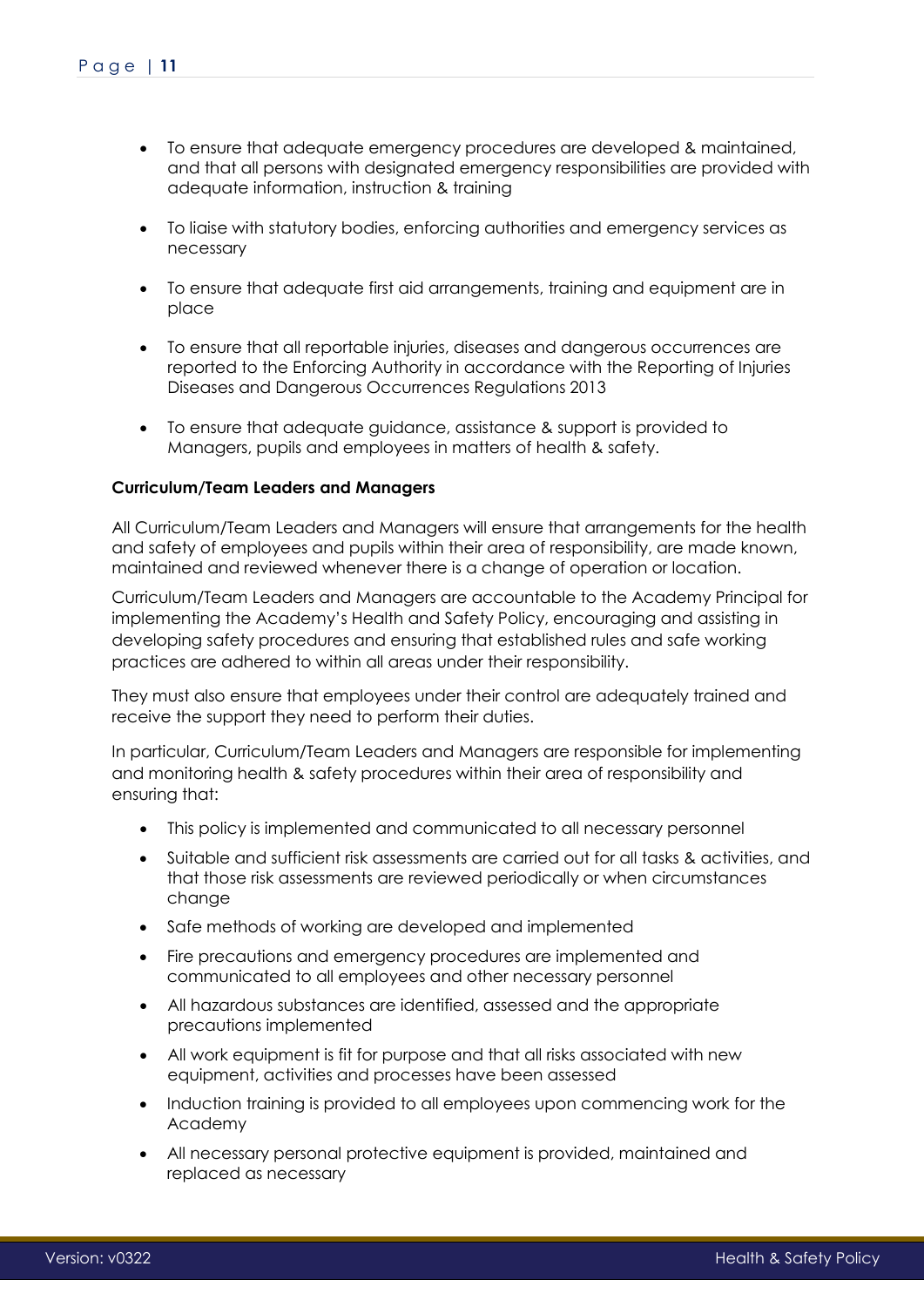- To ensure that adequate emergency procedures are developed & maintained, and that all persons with designated emergency responsibilities are provided with adequate information, instruction & training

- To liaise with statutory bodies, enforcing authorities and emergency services as necessary

- To ensure that adequate first aid arrangements, training and equipment are in place

- To ensure that all reportable injuries, diseases and dangerous occurrences are reported to the Enforcing Authority in accordance with the Reporting of Injuries Diseases and Dangerous Occurrences Regulations 2013

- To ensure that adequate guidance, assistance & support is provided to Managers, pupils and employees in matters of health & safety.

**Curriculum/Team Leaders and Managers**

All Curriculum/Team Leaders and Managers will ensure that arrangements for the health and safety of employees and pupils within their area of responsibility, are made known, maintained and reviewed whenever there is a change of operation or location.

Curriculum/Team Leaders and Managers are accountable to the Academy Principal for implementing the Academy's Health and Safety Policy, encouraging and assisting in developing safety procedures and ensuring that established rules and safe working practices are adhered to within all areas under their responsibility.

They must also ensure that employees under their control are adequately trained and receive the support they need to perform their duties.

In particular, Curriculum/Team Leaders and Managers are responsible for implementing and monitoring health & safety procedures within their area of responsibility and ensuring that:

- This policy is implemented and communicated to all necessary personnel
- Suitable and sufficient risk assessments are carried out for all tasks & activities, and that those risk assessments are reviewed periodically or when circumstances change
- Safe methods of working are developed and implemented
- Fire precautions and emergency procedures are implemented and communicated to all employees and other necessary personnel
- All hazardous substances are identified, assessed and the appropriate precautions implemented
- All work equipment is fit for purpose and that all risks associated with new equipment, activities and processes have been assessed
- Induction training is provided to all employees upon commencing work for the Academy
- All necessary personal protective equipment is provided, maintained and replaced as necessary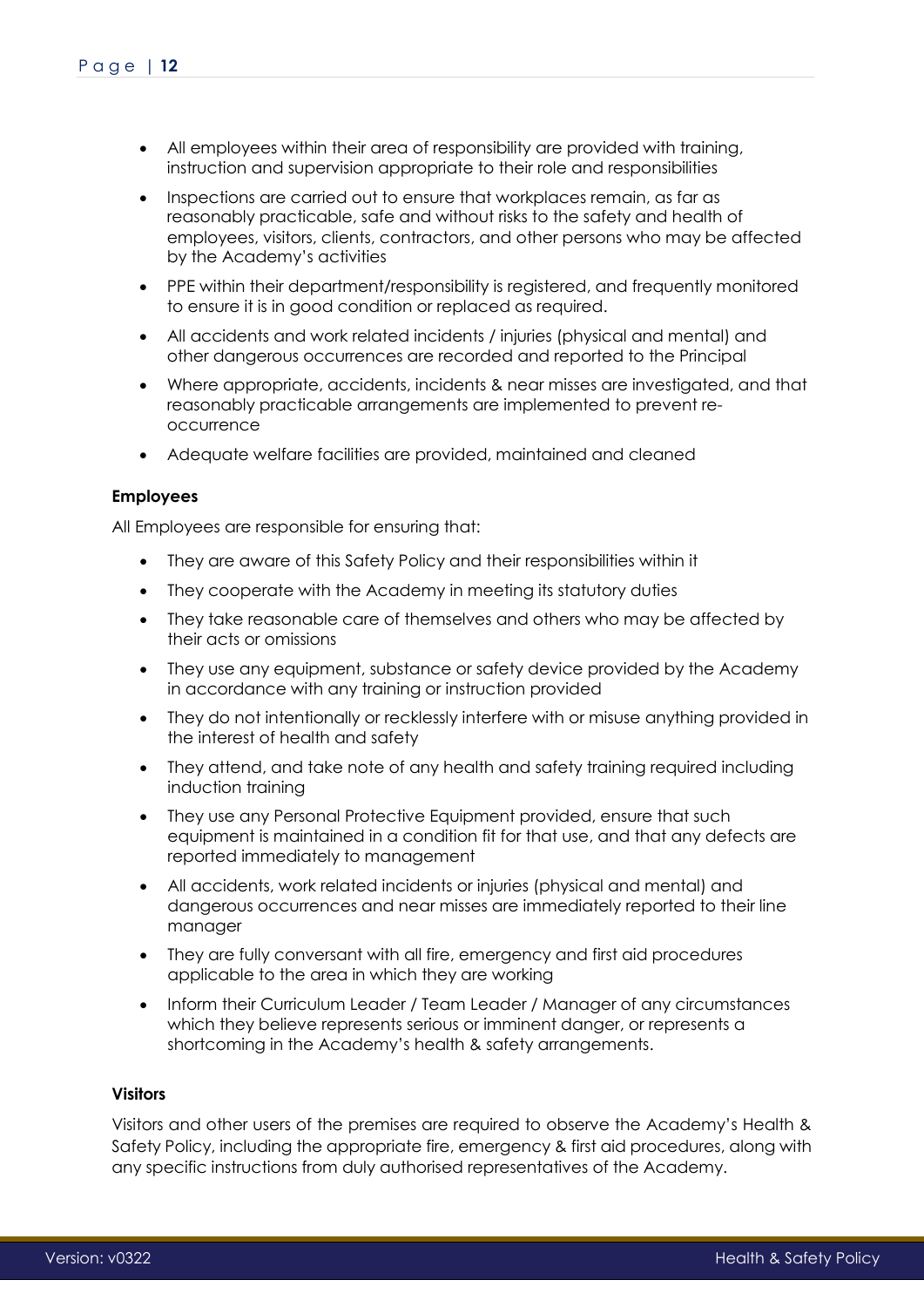- All employees within their area of responsibility are provided with training, instruction and supervision appropriate to their role and responsibilities
- Inspections are carried out to ensure that workplaces remain, as far as reasonably practicable, safe and without risks to the safety and health of employees, visitors, clients, contractors, and other persons who may be affected by the Academy's activities
- PPE within their department/responsibility is registered, and frequently monitored to ensure it is in good condition or replaced as required.
- All accidents and work related incidents / injuries (physical and mental) and other dangerous occurrences are recorded and reported to the Principal
- Where appropriate, accidents, incidents & near misses are investigated, and that reasonably practicable arrangements are implemented to prevent re-occurrence
- Adequate welfare facilities are provided, maintained and cleaned

**Employees**

All Employees are responsible for ensuring that:

- They are aware of this Safety Policy and their responsibilities within it
- They cooperate with the Academy in meeting its statutory duties
- They take reasonable care of themselves and others who may be affected by their acts or omissions
- They use any equipment, substance or safety device provided by the Academy in accordance with any training or instruction provided
- They do not intentionally or recklessly interfere with or misuse anything provided in the interest of health and safety
- They attend, and take note of any health and safety training required including induction training
- They use any Personal Protective Equipment provided, ensure that such equipment is maintained in a condition fit for that use, and that any defects are reported immediately to management
- All accidents, work related incidents or injuries (physical and mental) and dangerous occurrences and near misses are immediately reported to their line manager
- They are fully conversant with all fire, emergency and first aid procedures applicable to the area in which they are working
- Inform their Curriculum Leader / Team Leader / Manager of any circumstances which they believe represents serious or imminent danger, or represents a shortcoming in the Academy's health & safety arrangements.

**Visitors**

Visitors and other users of the premises are required to observe the Academy's Health & Safety Policy, including the appropriate fire, emergency & first aid procedures, along with any specific instructions from duly authorised representatives of the Academy.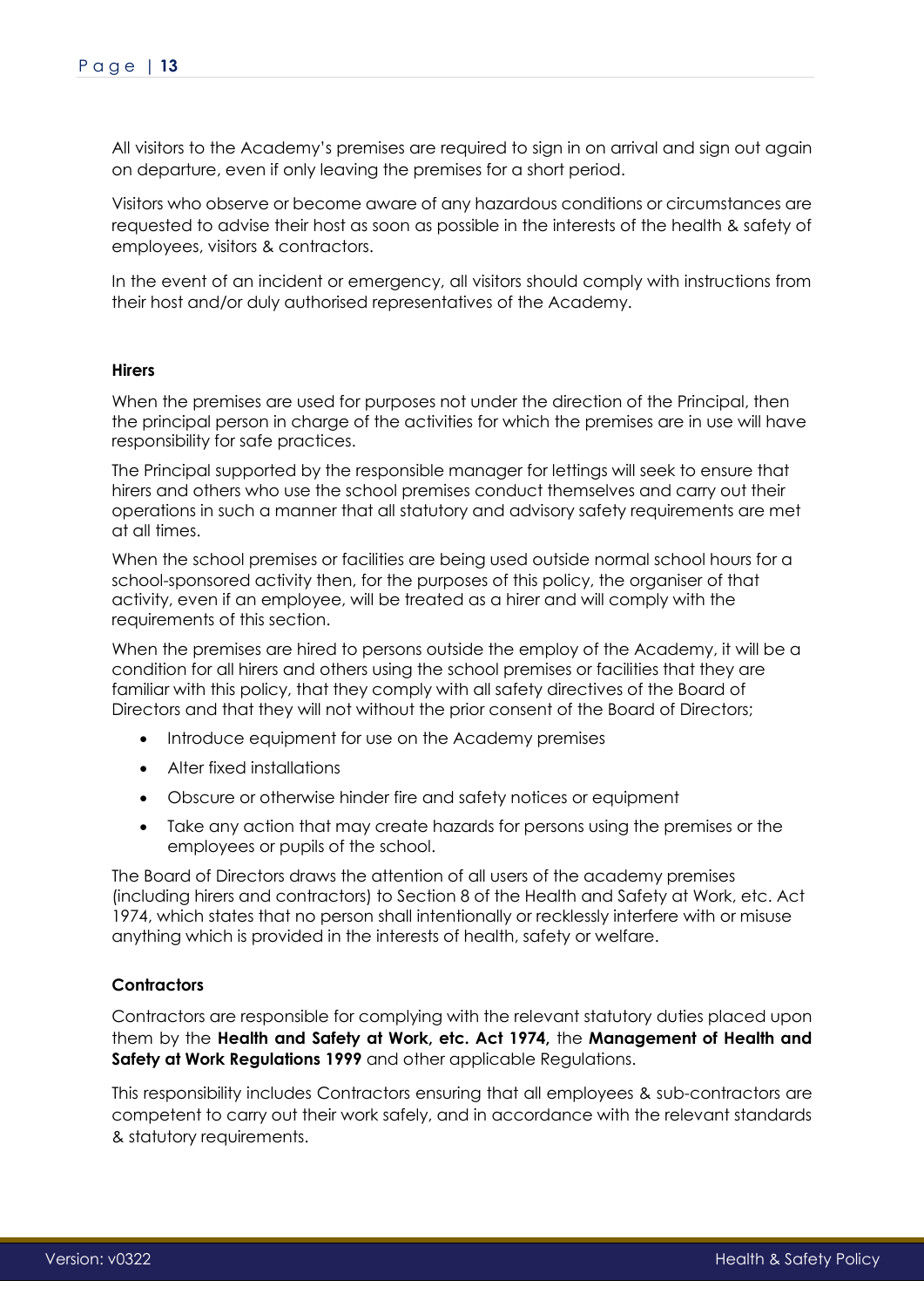All visitors to the Academy's premises are required to sign in on arrival and sign out again on departure, even if only leaving the premises for a short period.

Visitors who observe or become aware of any hazardous conditions or circumstances are requested to advise their host as soon as possible in the interests of the health & safety of employees, visitors & contractors.

In the event of an incident or emergency, all visitors should comply with instructions from their host and/or duly authorised representatives of the Academy.

**Hirers**

When the premises are used for purposes not under the direction of the Principal, then the principal person in charge of the activities for which the premises are in use will have responsibility for safe practices.

The Principal supported by the responsible manager for lettings will seek to ensure that hirers and others who use the school premises conduct themselves and carry out their operations in such a manner that all statutory and advisory safety requirements are met at all times.

When the school premises or facilities are being used outside normal school hours for a school-sponsored activity then, for the purposes of this policy, the organiser of that activity, even if an employee, will be treated as a hirer and will comply with the requirements of this section.

When the premises are hired to persons outside the employ of the Academy, it will be a condition for all hirers and others using the school premises or facilities that they are familiar with this policy, that they comply with all safety directives of the Board of Directors and that they will not without the prior consent of the Board of Directors;

- Introduce equipment for use on the Academy premises
- Alter fixed installations
- Obscure or otherwise hinder fire and safety notices or equipment
- Take any action that may create hazards for persons using the premises or the employees or pupils of the school.

The Board of Directors draws the attention of all users of the academy premises (including hirers and contractors) to Section 8 of the Health and Safety at Work, etc. Act 1974, which states that no person shall intentionally or recklessly interfere with or misuse anything which is provided in the interests of health, safety or welfare.

**Contractors**

Contractors are responsible for complying with the relevant statutory duties placed upon them by the **Health and Safety at Work, etc. Act 1974,** the **Management of Health and Safety at Work Regulations 1999** and other applicable Regulations.

This responsibility includes Contractors ensuring that all employees & sub-contractors are competent to carry out their work safely, and in accordance with the relevant standards & statutory requirements.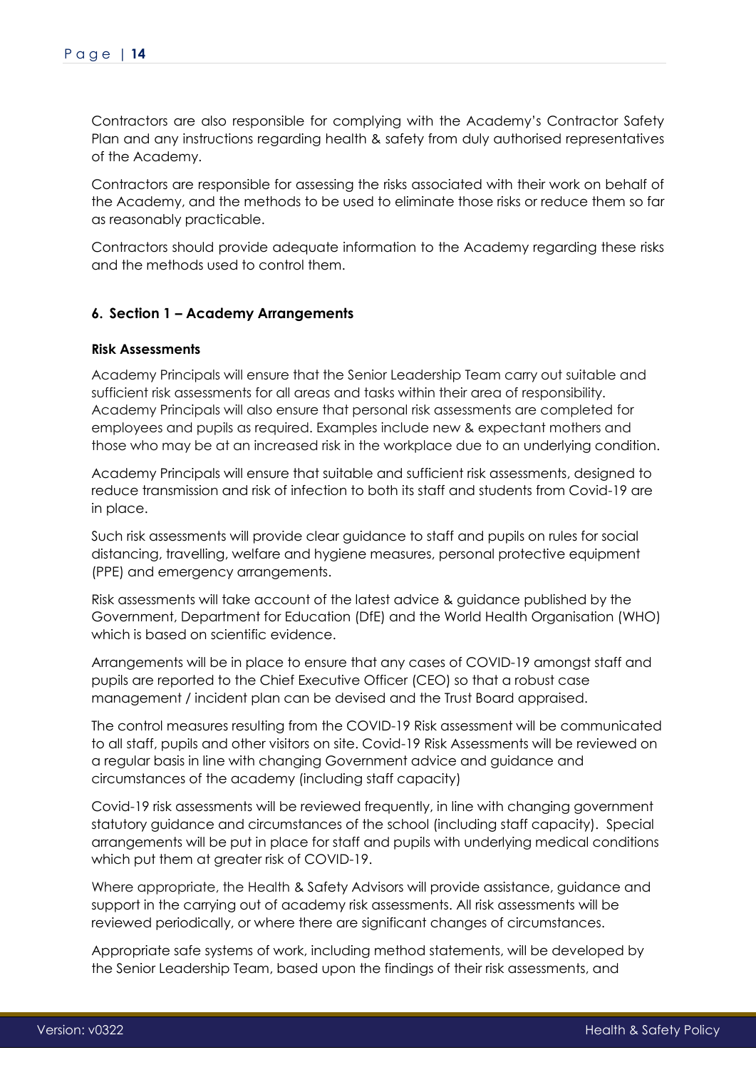Contractors are also responsible for complying with the Academy's Contractor Safety Plan and any instructions regarding health & safety from duly authorised representatives of the Academy.

Contractors are responsible for assessing the risks associated with their work on behalf of the Academy, and the methods to be used to eliminate those risks or reduce them so far as reasonably practicable.

Contractors should provide adequate information to the Academy regarding these risks and the methods used to control them.

## 6. Section 1 – Academy Arrangements

### Risk Assessments

Academy Principals will ensure that the Senior Leadership Team carry out suitable and sufficient risk assessments for all areas and tasks within their area of responsibility. Academy Principals will also ensure that personal risk assessments are completed for employees and pupils as required. Examples include new & expectant mothers and those who may be at an increased risk in the workplace due to an underlying condition.

Academy Principals will ensure that suitable and sufficient risk assessments, designed to reduce transmission and risk of infection to both its staff and students from Covid-19 are in place.

Such risk assessments will provide clear guidance to staff and pupils on rules for social distancing, travelling, welfare and hygiene measures, personal protective equipment (PPE) and emergency arrangements.

Risk assessments will take account of the latest advice & guidance published by the Government, Department for Education (DfE) and the World Health Organisation (WHO) which is based on scientific evidence.

Arrangements will be in place to ensure that any cases of COVID-19 amongst staff and pupils are reported to the Chief Executive Officer (CEO) so that a robust case management / incident plan can be devised and the Trust Board appraised.

The control measures resulting from the COVID-19 Risk assessment will be communicated to all staff, pupils and other visitors on site. Covid-19 Risk Assessments will be reviewed on a regular basis in line with changing Government advice and guidance and circumstances of the academy (including staff capacity)

Covid-19 risk assessments will be reviewed frequently, in line with changing government statutory guidance and circumstances of the school (including staff capacity). Special arrangements will be put in place for staff and pupils with underlying medical conditions which put them at greater risk of COVID-19.

Where appropriate, the Health & Safety Advisors will provide assistance, guidance and support in the carrying out of academy risk assessments. All risk assessments will be reviewed periodically, or where there are significant changes of circumstances.

Appropriate safe systems of work, including method statements, will be developed by the Senior Leadership Team, based upon the findings of their risk assessments, and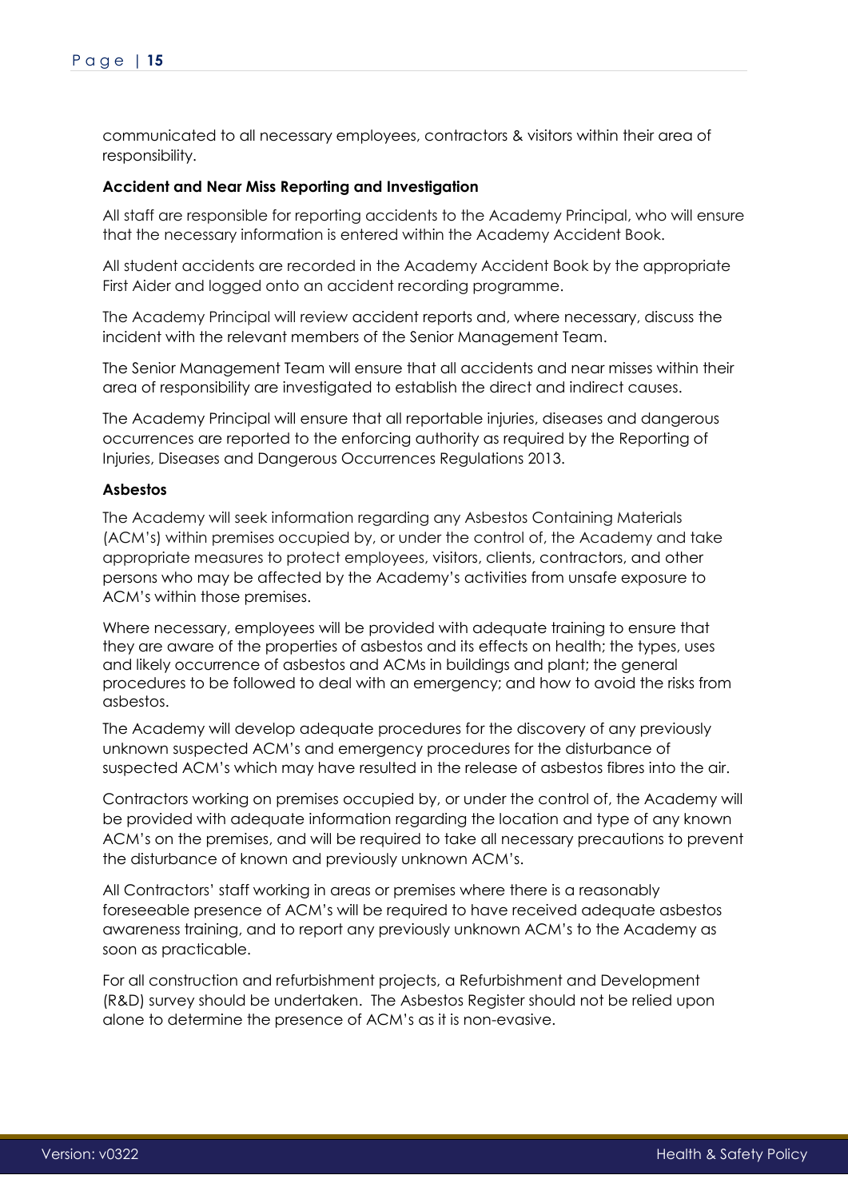communicated to all necessary employees, contractors & visitors within their area of responsibility.

**Accident and Near Miss Reporting and Investigation**

All staff are responsible for reporting accidents to the Academy Principal, who will ensure that the necessary information is entered within the Academy Accident Book.

All student accidents are recorded in the Academy Accident Book by the appropriate First Aider and logged onto an accident recording programme.

The Academy Principal will review accident reports and, where necessary, discuss the incident with the relevant members of the Senior Management Team.

The Senior Management Team will ensure that all accidents and near misses within their area of responsibility are investigated to establish the direct and indirect causes.

The Academy Principal will ensure that all reportable injuries, diseases and dangerous occurrences are reported to the enforcing authority as required by the Reporting of Injuries, Diseases and Dangerous Occurrences Regulations 2013.

**Asbestos**

The Academy will seek information regarding any Asbestos Containing Materials (ACM's) within premises occupied by, or under the control of, the Academy and take appropriate measures to protect employees, visitors, clients, contractors, and other persons who may be affected by the Academy's activities from unsafe exposure to ACM's within those premises.

Where necessary, employees will be provided with adequate training to ensure that they are aware of the properties of asbestos and its effects on health; the types, uses and likely occurrence of asbestos and ACMs in buildings and plant; the general procedures to be followed to deal with an emergency; and how to avoid the risks from asbestos.

The Academy will develop adequate procedures for the discovery of any previously unknown suspected ACM's and emergency procedures for the disturbance of suspected ACM's which may have resulted in the release of asbestos fibres into the air.

Contractors working on premises occupied by, or under the control of, the Academy will be provided with adequate information regarding the location and type of any known ACM's on the premises, and will be required to take all necessary precautions to prevent the disturbance of known and previously unknown ACM's.

All Contractors' staff working in areas or premises where there is a reasonably foreseeable presence of ACM's will be required to have received adequate asbestos awareness training, and to report any previously unknown ACM's to the Academy as soon as practicable.

For all construction and refurbishment projects, a Refurbishment and Development (R&D) survey should be undertaken. The Asbestos Register should not be relied upon alone to determine the presence of ACM's as it is non-evasive.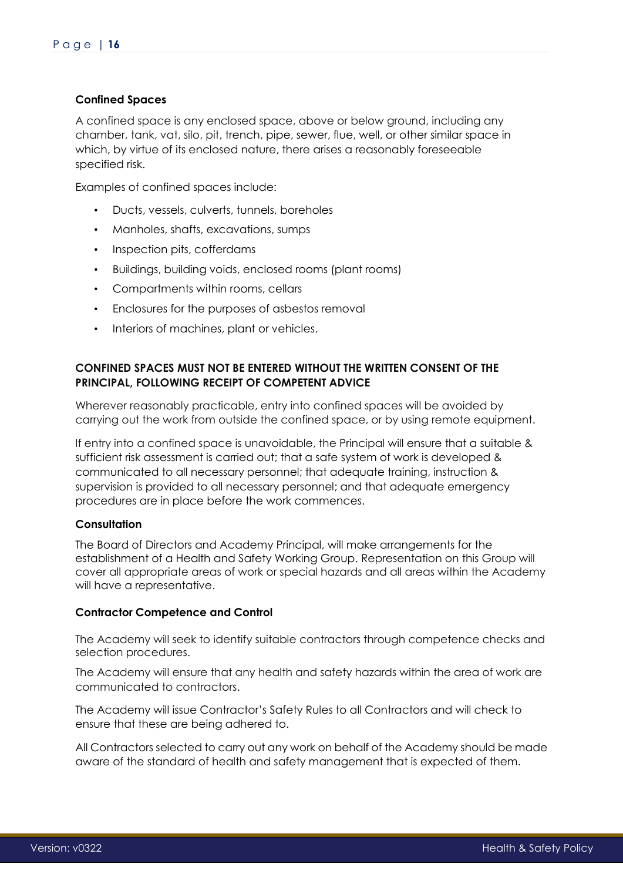**Confined Spaces**

A confined space is any enclosed space, above or below ground, including any chamber, tank, vat, silo, pit, trench, pipe, sewer, flue, well, or other similar space in which, by virtue of its enclosed nature, there arises a reasonably foreseeable specified risk.

Examples of confined spaces include:

- Ducts, vessels, culverts, tunnels, boreholes
- Manholes, shafts, excavations, sumps
- Inspection pits, cofferdams
- Buildings, building voids, enclosed rooms (plant rooms)
- Compartments within rooms, cellars
- Enclosures for the purposes of asbestos removal
- Interiors of machines, plant or vehicles.

**CONFINED SPACES MUST NOT BE ENTERED WITHOUT THE WRITTEN CONSENT OF THE PRINCIPAL, FOLLOWING RECEIPT OF COMPETENT ADVICE**

Wherever reasonably practicable, entry into confined spaces will be avoided by carrying out the work from outside the confined space, or by using remote equipment.

If entry into a confined space is unavoidable, the Principal will ensure that a suitable & sufficient risk assessment is carried out; that a safe system of work is developed & communicated to all necessary personnel; that adequate training, instruction & supervision is provided to all necessary personnel; and that adequate emergency procedures are in place before the work commences.

**Consultation**

The Board of Directors and Academy Principal, will make arrangements for the establishment of a Health and Safety Working Group. Representation on this Group will cover all appropriate areas of work or special hazards and all areas within the Academy will have a representative.

**Contractor Competence and Control**

The Academy will seek to identify suitable contractors through competence checks and selection procedures.

The Academy will ensure that any health and safety hazards within the area of work are communicated to contractors.

The Academy will issue Contractor's Safety Rules to all Contractors and will check to ensure that these are being adhered to.

All Contractors selected to carry out any work on behalf of the Academy should be made aware of the standard of health and safety management that is expected of them.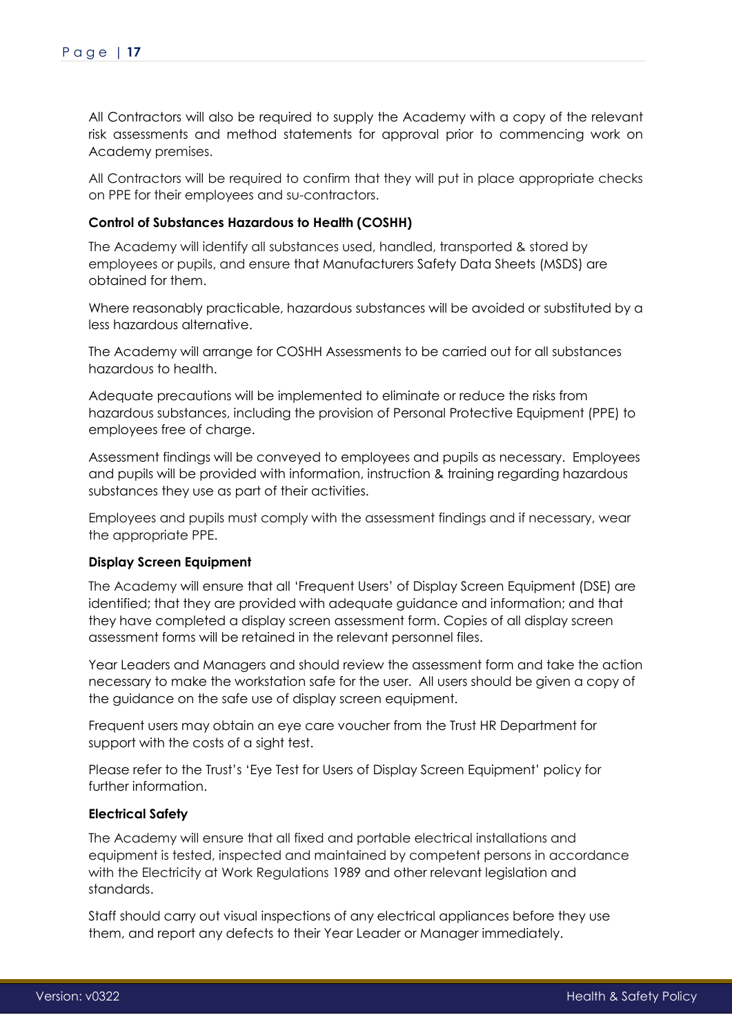All Contractors will also be required to supply the Academy with a copy of the relevant risk assessments and method statements for approval prior to commencing work on Academy premises.

All Contractors will be required to confirm that they will put in place appropriate checks on PPE for their employees and su-contractors.

**Control of Substances Hazardous to Health (COSHH)**

The Academy will identify all substances used, handled, transported & stored by employees or pupils, and ensure that Manufacturers Safety Data Sheets (MSDS) are obtained for them.

Where reasonably practicable, hazardous substances will be avoided or substituted by a less hazardous alternative.

The Academy will arrange for COSHH Assessments to be carried out for all substances hazardous to health.

Adequate precautions will be implemented to eliminate or reduce the risks from hazardous substances, including the provision of Personal Protective Equipment (PPE) to employees free of charge.

Assessment findings will be conveyed to employees and pupils as necessary. Employees and pupils will be provided with information, instruction & training regarding hazardous substances they use as part of their activities.

Employees and pupils must comply with the assessment findings and if necessary, wear the appropriate PPE.

**Display Screen Equipment**

The Academy will ensure that all 'Frequent Users' of Display Screen Equipment (DSE) are identified; that they are provided with adequate guidance and information; and that they have completed a display screen assessment form. Copies of all display screen assessment forms will be retained in the relevant personnel files.

Year Leaders and Managers and should review the assessment form and take the action necessary to make the workstation safe for the user. All users should be given a copy of the guidance on the safe use of display screen equipment.

Frequent users may obtain an eye care voucher from the Trust HR Department for support with the costs of a sight test.

Please refer to the Trust's 'Eye Test for Users of Display Screen Equipment' policy for further information.

**Electrical Safety**

The Academy will ensure that all fixed and portable electrical installations and equipment is tested, inspected and maintained by competent persons in accordance with the Electricity at Work Regulations 1989 and other relevant legislation and standards.

Staff should carry out visual inspections of any electrical appliances before they use them, and report any defects to their Year Leader or Manager immediately.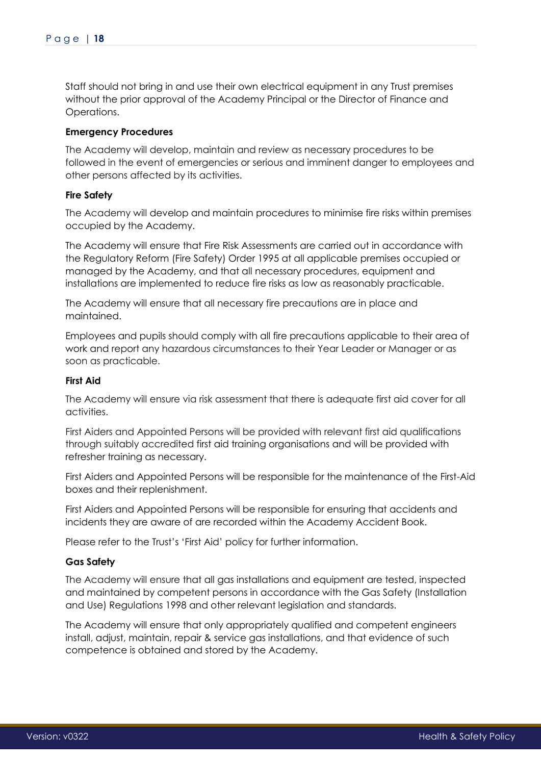Staff should not bring in and use their own electrical equipment in any Trust premises without the prior approval of the Academy Principal or the Director of Finance and Operations.

**Emergency Procedures**

The Academy will develop, maintain and review as necessary procedures to be followed in the event of emergencies or serious and imminent danger to employees and other persons affected by its activities.

**Fire Safety**

The Academy will develop and maintain procedures to minimise fire risks within premises occupied by the Academy.

The Academy will ensure that Fire Risk Assessments are carried out in accordance with the Regulatory Reform (Fire Safety) Order 1995 at all applicable premises occupied or managed by the Academy, and that all necessary procedures, equipment and installations are implemented to reduce fire risks as low as reasonably practicable.

The Academy will ensure that all necessary fire precautions are in place and maintained.

Employees and pupils should comply with all fire precautions applicable to their area of work and report any hazardous circumstances to their Year Leader or Manager or as soon as practicable.

**First Aid**

The Academy will ensure via risk assessment that there is adequate first aid cover for all activities.

First Aiders and Appointed Persons will be provided with relevant first aid qualifications through suitably accredited first aid training organisations and will be provided with refresher training as necessary.

First Aiders and Appointed Persons will be responsible for the maintenance of the First-Aid boxes and their replenishment.

First Aiders and Appointed Persons will be responsible for ensuring that accidents and incidents they are aware of are recorded within the Academy Accident Book.

Please refer to the Trust's 'First Aid' policy for further information.

**Gas Safety**

The Academy will ensure that all gas installations and equipment are tested, inspected and maintained by competent persons in accordance with the Gas Safety (Installation and Use) Regulations 1998 and other relevant legislation and standards.

The Academy will ensure that only appropriately qualified and competent engineers install, adjust, maintain, repair & service gas installations, and that evidence of such competence is obtained and stored by the Academy.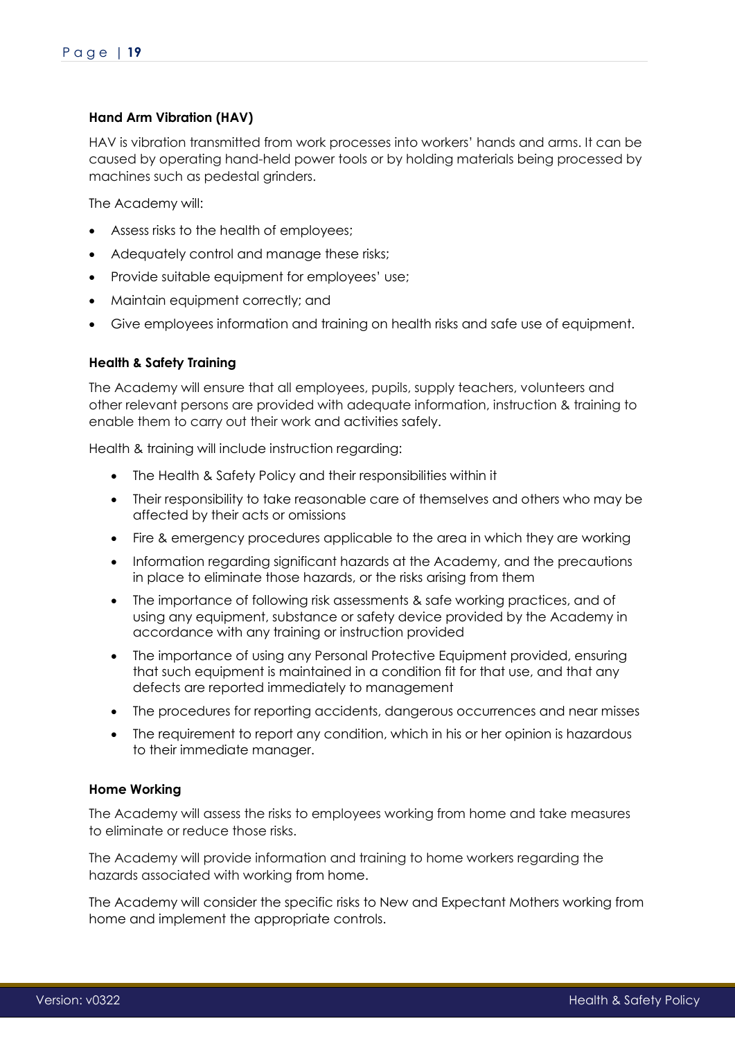**Hand Arm Vibration (HAV)**

HAV is vibration transmitted from work processes into workers' hands and arms. It can be caused by operating hand-held power tools or by holding materials being processed by machines such as pedestal grinders.

The Academy will:

- Assess risks to the health of employees;
- Adequately control and manage these risks;
- Provide suitable equipment for employees' use;
- Maintain equipment correctly; and
- Give employees information and training on health risks and safe use of equipment.

**Health & Safety Training**

The Academy will ensure that all employees, pupils, supply teachers, volunteers and other relevant persons are provided with adequate information, instruction & training to enable them to carry out their work and activities safely.

Health & training will include instruction regarding:

- The Health & Safety Policy and their responsibilities within it
- Their responsibility to take reasonable care of themselves and others who may be affected by their acts or omissions
- Fire & emergency procedures applicable to the area in which they are working
- Information regarding significant hazards at the Academy, and the precautions in place to eliminate those hazards, or the risks arising from them
- The importance of following risk assessments & safe working practices, and of using any equipment, substance or safety device provided by the Academy in accordance with any training or instruction provided
- The importance of using any Personal Protective Equipment provided, ensuring that such equipment is maintained in a condition fit for that use, and that any defects are reported immediately to management
- The procedures for reporting accidents, dangerous occurrences and near misses
- The requirement to report any condition, which in his or her opinion is hazardous to their immediate manager.

**Home Working**

The Academy will assess the risks to employees working from home and take measures to eliminate or reduce those risks.

The Academy will provide information and training to home workers regarding the hazards associated with working from home.

The Academy will consider the specific risks to New and Expectant Mothers working from home and implement the appropriate controls.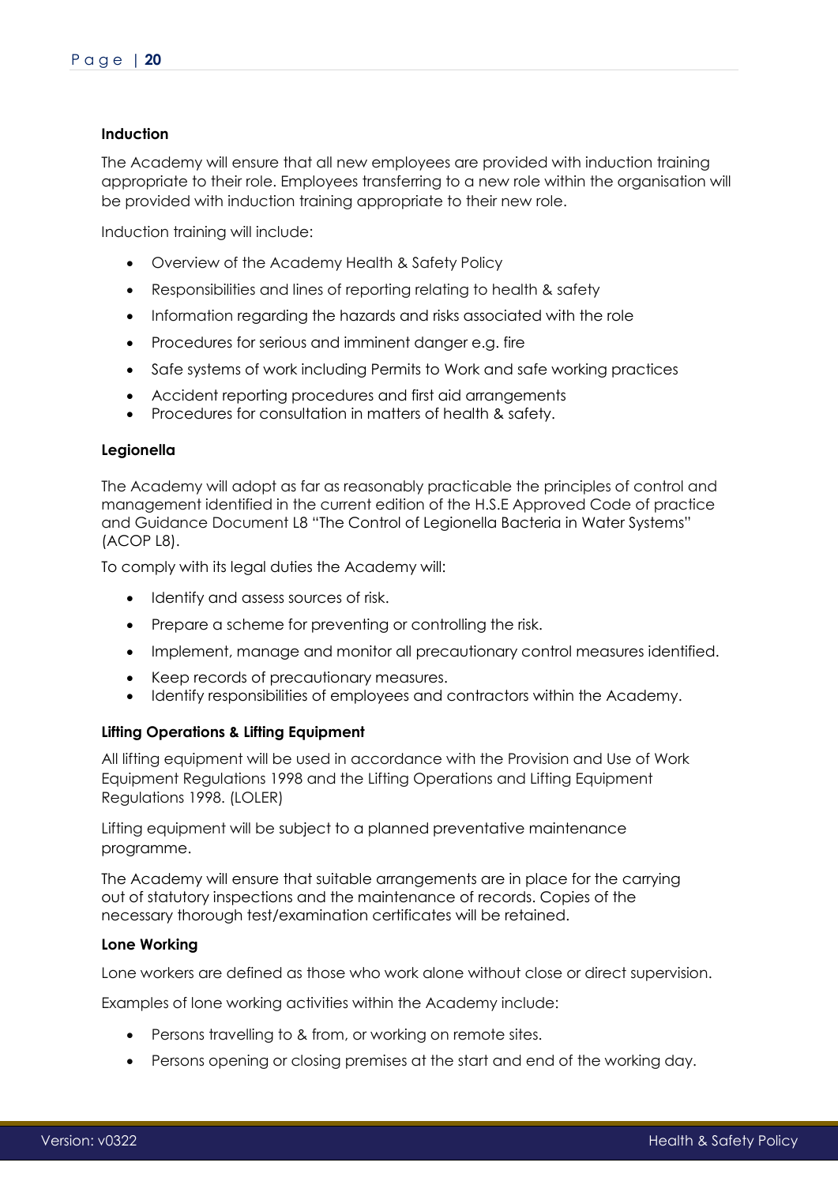**Induction**

The Academy will ensure that all new employees are provided with induction training appropriate to their role. Employees transferring to a new role within the organisation will be provided with induction training appropriate to their new role.

Induction training will include:

- Overview of the Academy Health & Safety Policy
- Responsibilities and lines of reporting relating to health & safety
- Information regarding the hazards and risks associated with the role
- Procedures for serious and imminent danger e.g. fire
- Safe systems of work including Permits to Work and safe working practices
- Accident reporting procedures and first aid arrangements
- Procedures for consultation in matters of health & safety.

**Legionella**

The Academy will adopt as far as reasonably practicable the principles of control and management identified in the current edition of the H.S.E Approved Code of practice and Guidance Document L8 "The Control of Legionella Bacteria in Water Systems" (ACOP L8).

To comply with its legal duties the Academy will:

- Identify and assess sources of risk.
- Prepare a scheme for preventing or controlling the risk.
- Implement, manage and monitor all precautionary control measures identified.
- Keep records of precautionary measures.
- Identify responsibilities of employees and contractors within the Academy.

**Lifting Operations & Lifting Equipment**

All lifting equipment will be used in accordance with the Provision and Use of Work Equipment Regulations 1998 and the Lifting Operations and Lifting Equipment Regulations 1998. (LOLER)

Lifting equipment will be subject to a planned preventative maintenance programme.

The Academy will ensure that suitable arrangements are in place for the carrying out of statutory inspections and the maintenance of records. Copies of the necessary thorough test/examination certificates will be retained.

**Lone Working**

Lone workers are defined as those who work alone without close or direct supervision.

Examples of lone working activities within the Academy include:

- Persons travelling to & from, or working on remote sites.
- Persons opening or closing premises at the start and end of the working day.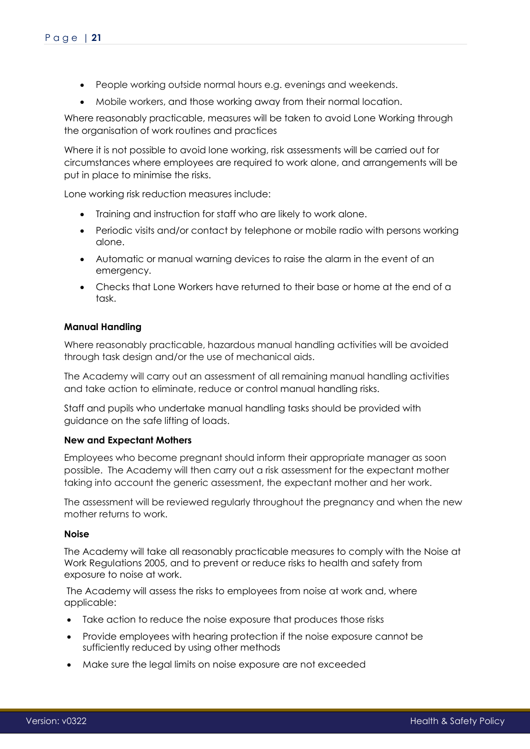- People working outside normal hours e.g. evenings and weekends.
- Mobile workers, and those working away from their normal location.

Where reasonably practicable, measures will be taken to avoid Lone Working through the organisation of work routines and practices

Where it is not possible to avoid lone working, risk assessments will be carried out for circumstances where employees are required to work alone, and arrangements will be put in place to minimise the risks.

Lone working risk reduction measures include:

- Training and instruction for staff who are likely to work alone.
- Periodic visits and/or contact by telephone or mobile radio with persons working alone.
- Automatic or manual warning devices to raise the alarm in the event of an emergency.
- Checks that Lone Workers have returned to their base or home at the end of a task.

**Manual Handling**

Where reasonably practicable, hazardous manual handling activities will be avoided through task design and/or the use of mechanical aids.

The Academy will carry out an assessment of all remaining manual handling activities and take action to eliminate, reduce or control manual handling risks.

Staff and pupils who undertake manual handling tasks should be provided with guidance on the safe lifting of loads.

**New and Expectant Mothers**

Employees who become pregnant should inform their appropriate manager as soon possible. The Academy will then carry out a risk assessment for the expectant mother taking into account the generic assessment, the expectant mother and her work.

The assessment will be reviewed regularly throughout the pregnancy and when the new mother returns to work.

**Noise**

The Academy will take all reasonably practicable measures to comply with the Noise at Work Regulations 2005, and to prevent or reduce risks to health and safety from exposure to noise at work.

The Academy will assess the risks to employees from noise at work and, where applicable:

- Take action to reduce the noise exposure that produces those risks
- Provide employees with hearing protection if the noise exposure cannot be sufficiently reduced by using other methods
- Make sure the legal limits on noise exposure are not exceeded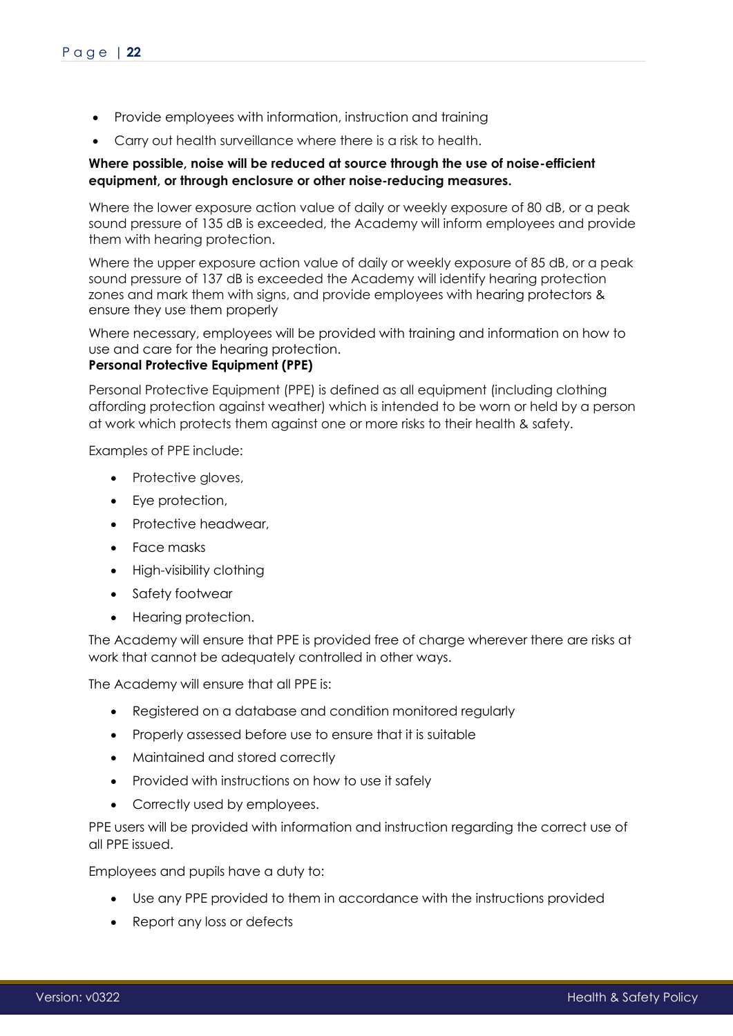- Provide employees with information, instruction and training
- Carry out health surveillance where there is a risk to health.

**Where possible, noise will be reduced at source through the use of noise-efficient equipment, or through enclosure or other noise-reducing measures.**

Where the lower exposure action value of daily or weekly exposure of 80 dB, or a peak sound pressure of 135 dB is exceeded, the Academy will inform employees and provide them with hearing protection.

Where the upper exposure action value of daily or weekly exposure of 85 dB, or a peak sound pressure of 137 dB is exceeded the Academy will identify hearing protection zones and mark them with signs, and provide employees with hearing protectors & ensure they use them properly

Where necessary, employees will be provided with training and information on how to use and care for the hearing protection.

**Personal Protective Equipment (PPE)**

Personal Protective Equipment (PPE) is defined as all equipment (including clothing affording protection against weather) which is intended to be worn or held by a person at work which protects them against one or more risks to their health & safety.

Examples of PPE include:

- Protective gloves,
- Eye protection,
- Protective headwear,
- Face masks
- High-visibility clothing
- Safety footwear
- Hearing protection.

The Academy will ensure that PPE is provided free of charge wherever there are risks at work that cannot be adequately controlled in other ways.

The Academy will ensure that all PPE is:

- Registered on a database and condition monitored regularly
- Properly assessed before use to ensure that it is suitable
- Maintained and stored correctly
- Provided with instructions on how to use it safely
- Correctly used by employees.

PPE users will be provided with information and instruction regarding the correct use of all PPE issued.

Employees and pupils have a duty to:

- Use any PPE provided to them in accordance with the instructions provided
- Report any loss or defects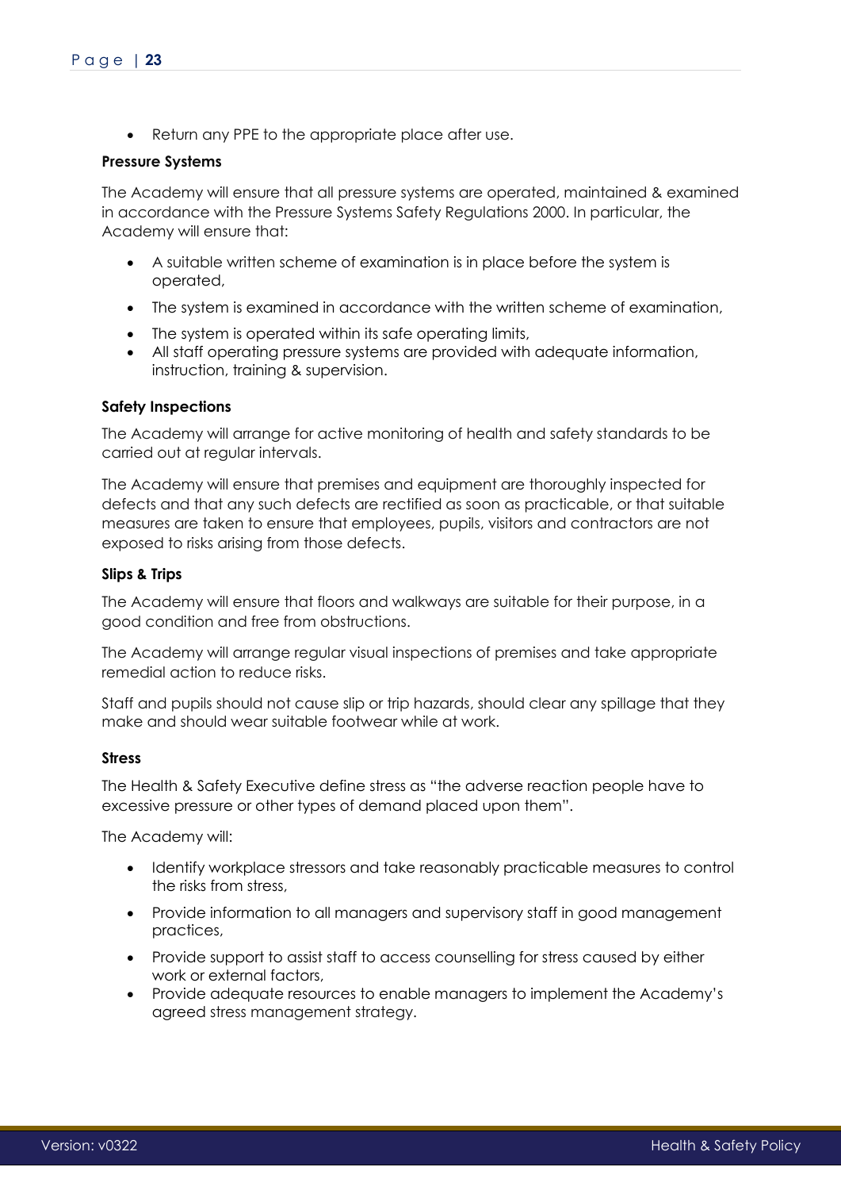- Return any PPE to the appropriate place after use.

**Pressure Systems**

The Academy will ensure that all pressure systems are operated, maintained & examined in accordance with the Pressure Systems Safety Regulations 2000. In particular, the Academy will ensure that:

- A suitable written scheme of examination is in place before the system is operated,
- The system is examined in accordance with the written scheme of examination,
- The system is operated within its safe operating limits,
- All staff operating pressure systems are provided with adequate information, instruction, training & supervision.

**Safety Inspections**

The Academy will arrange for active monitoring of health and safety standards to be carried out at regular intervals.

The Academy will ensure that premises and equipment are thoroughly inspected for defects and that any such defects are rectified as soon as practicable, or that suitable measures are taken to ensure that employees, pupils, visitors and contractors are not exposed to risks arising from those defects.

**Slips & Trips**

The Academy will ensure that floors and walkways are suitable for their purpose, in a good condition and free from obstructions.

The Academy will arrange regular visual inspections of premises and take appropriate remedial action to reduce risks.

Staff and pupils should not cause slip or trip hazards, should clear any spillage that they make and should wear suitable footwear while at work.

**Stress**

The Health & Safety Executive define stress as "the adverse reaction people have to excessive pressure or other types of demand placed upon them".

The Academy will:

- Identify workplace stressors and take reasonably practicable measures to control the risks from stress,
- Provide information to all managers and supervisory staff in good management practices,
- Provide support to assist staff to access counselling for stress caused by either work or external factors,
- Provide adequate resources to enable managers to implement the Academy's agreed stress management strategy.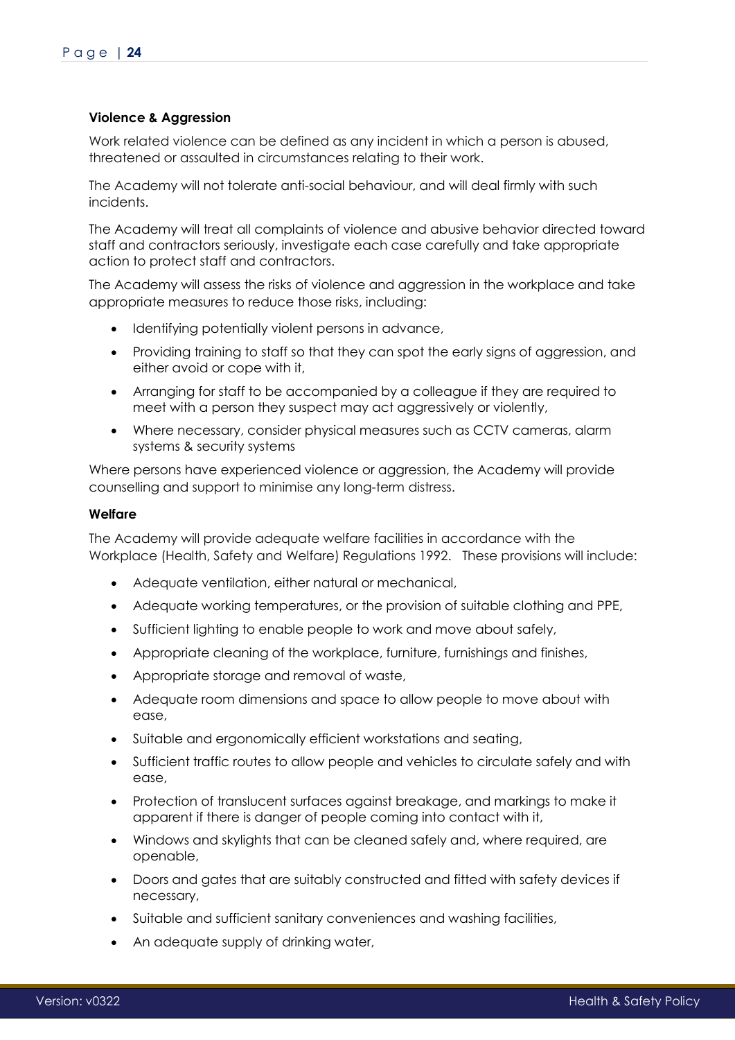**Violence & Aggression**

Work related violence can be defined as any incident in which a person is abused, threatened or assaulted in circumstances relating to their work.

The Academy will not tolerate anti-social behaviour, and will deal firmly with such incidents.

The Academy will treat all complaints of violence and abusive behavior directed toward staff and contractors seriously, investigate each case carefully and take appropriate action to protect staff and contractors.

The Academy will assess the risks of violence and aggression in the workplace and take appropriate measures to reduce those risks, including:

- Identifying potentially violent persons in advance,
- Providing training to staff so that they can spot the early signs of aggression, and either avoid or cope with it,
- Arranging for staff to be accompanied by a colleague if they are required to meet with a person they suspect may act aggressively or violently,
- Where necessary, consider physical measures such as CCTV cameras, alarm systems & security systems

Where persons have experienced violence or aggression, the Academy will provide counselling and support to minimise any long-term distress.

**Welfare**

The Academy will provide adequate welfare facilities in accordance with the Workplace (Health, Safety and Welfare) Regulations 1992. These provisions will include:

- Adequate ventilation, either natural or mechanical,
- Adequate working temperatures, or the provision of suitable clothing and PPE,
- Sufficient lighting to enable people to work and move about safely,
- Appropriate cleaning of the workplace, furniture, furnishings and finishes,
- Appropriate storage and removal of waste,
- Adequate room dimensions and space to allow people to move about with ease,
- Suitable and ergonomically efficient workstations and seating,
- Sufficient traffic routes to allow people and vehicles to circulate safely and with ease,
- Protection of translucent surfaces against breakage, and markings to make it apparent if there is danger of people coming into contact with it,
- Windows and skylights that can be cleaned safely and, where required, are openable,
- Doors and gates that are suitably constructed and fitted with safety devices if necessary,
- Suitable and sufficient sanitary conveniences and washing facilities,
- An adequate supply of drinking water,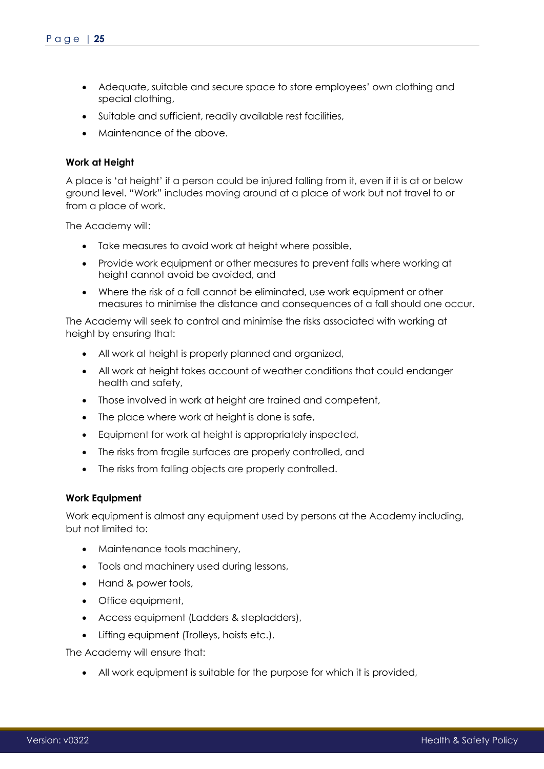- Adequate, suitable and secure space to store employees' own clothing and special clothing,
- Suitable and sufficient, readily available rest facilities,
- Maintenance of the above.

**Work at Height**

A place is 'at height' if a person could be injured falling from it, even if it is at or below ground level. "Work" includes moving around at a place of work but not travel to or from a place of work.

The Academy will:

- Take measures to avoid work at height where possible,
- Provide work equipment or other measures to prevent falls where working at height cannot avoid be avoided, and
- Where the risk of a fall cannot be eliminated, use work equipment or other measures to minimise the distance and consequences of a fall should one occur.

The Academy will seek to control and minimise the risks associated with working at height by ensuring that:

- All work at height is properly planned and organized,
- All work at height takes account of weather conditions that could endanger health and safety,
- Those involved in work at height are trained and competent,
- The place where work at height is done is safe,
- Equipment for work at height is appropriately inspected,
- The risks from fragile surfaces are properly controlled, and
- The risks from falling objects are properly controlled.

**Work Equipment**

Work equipment is almost any equipment used by persons at the Academy including, but not limited to:

- Maintenance tools machinery,
- Tools and machinery used during lessons,
- Hand & power tools,
- Office equipment,
- Access equipment (Ladders & stepladders),
- Lifting equipment (Trolleys, hoists etc.).

The Academy will ensure that:

- All work equipment is suitable for the purpose for which it is provided,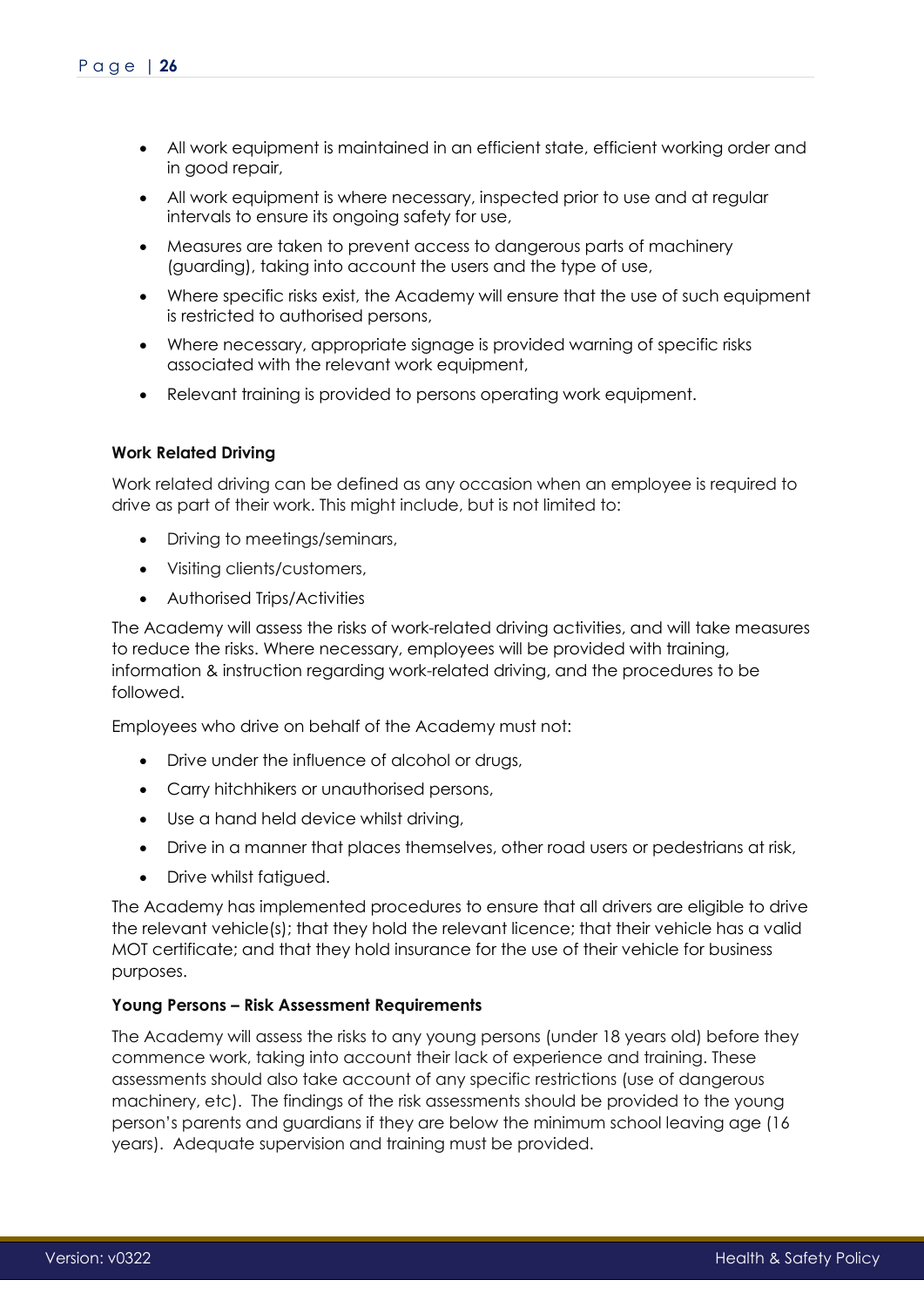- All work equipment is maintained in an efficient state, efficient working order and in good repair,
- All work equipment is where necessary, inspected prior to use and at regular intervals to ensure its ongoing safety for use,
- Measures are taken to prevent access to dangerous parts of machinery (guarding), taking into account the users and the type of use,
- Where specific risks exist, the Academy will ensure that the use of such equipment is restricted to authorised persons,
- Where necessary, appropriate signage is provided warning of specific risks associated with the relevant work equipment,
- Relevant training is provided to persons operating work equipment.

**Work Related Driving**

Work related driving can be defined as any occasion when an employee is required to drive as part of their work. This might include, but is not limited to:

- Driving to meetings/seminars,
- Visiting clients/customers,
- Authorised Trips/Activities

The Academy will assess the risks of work-related driving activities, and will take measures to reduce the risks. Where necessary, employees will be provided with training, information & instruction regarding work-related driving, and the procedures to be followed.

Employees who drive on behalf of the Academy must not:

- Drive under the influence of alcohol or drugs,
- Carry hitchhikers or unauthorised persons,
- Use a hand held device whilst driving,
- Drive in a manner that places themselves, other road users or pedestrians at risk,
- Drive whilst fatigued.

The Academy has implemented procedures to ensure that all drivers are eligible to drive the relevant vehicle(s); that they hold the relevant licence; that their vehicle has a valid MOT certificate; and that they hold insurance for the use of their vehicle for business purposes.

**Young Persons – Risk Assessment Requirements**

The Academy will assess the risks to any young persons (under 18 years old) before they commence work, taking into account their lack of experience and training. These assessments should also take account of any specific restrictions (use of dangerous machinery, etc). The findings of the risk assessments should be provided to the young person's parents and guardians if they are below the minimum school leaving age (16 years). Adequate supervision and training must be provided.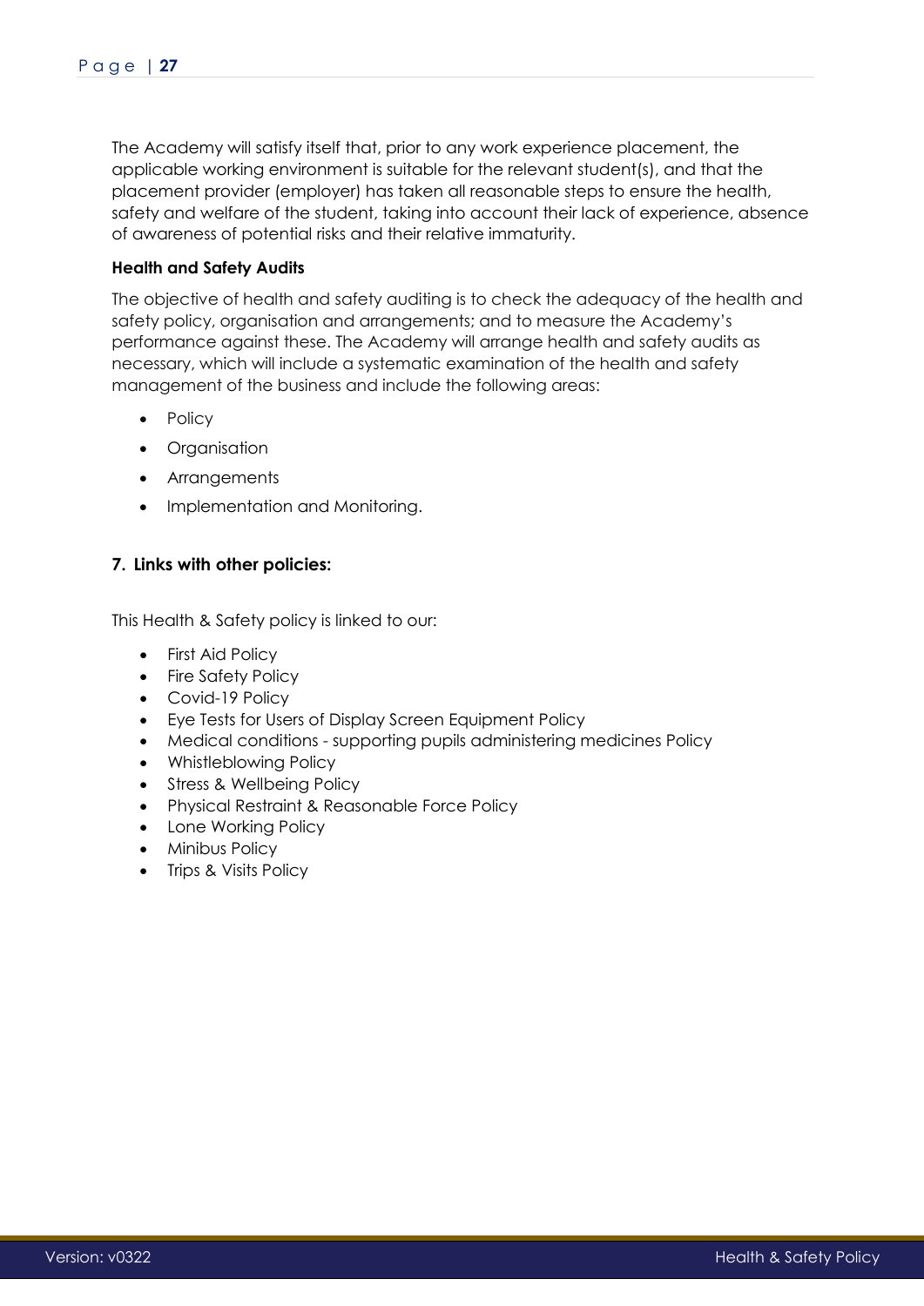The Academy will satisfy itself that, prior to any work experience placement, the applicable working environment is suitable for the relevant student(s), and that the placement provider (employer) has taken all reasonable steps to ensure the health, safety and welfare of the student, taking into account their lack of experience, absence of awareness of potential risks and their relative immaturity.

**Health and Safety Audits**

The objective of health and safety auditing is to check the adequacy of the health and safety policy, organisation and arrangements; and to measure the Academy's performance against these. The Academy will arrange health and safety audits as necessary, which will include a systematic examination of the health and safety management of the business and include the following areas:

- Policy
- Organisation
- Arrangements
- Implementation and Monitoring.

## 7. Links with other policies:

This Health & Safety policy is linked to our:

- First Aid Policy
- Fire Safety Policy
- Covid-19 Policy
- Eye Tests for Users of Display Screen Equipment Policy
- Medical conditions - supporting pupils administering medicines Policy
- Whistleblowing Policy
- Stress & Wellbeing Policy
- Physical Restraint & Reasonable Force Policy
- Lone Working Policy
- Minibus Policy
- Trips & Visits Policy